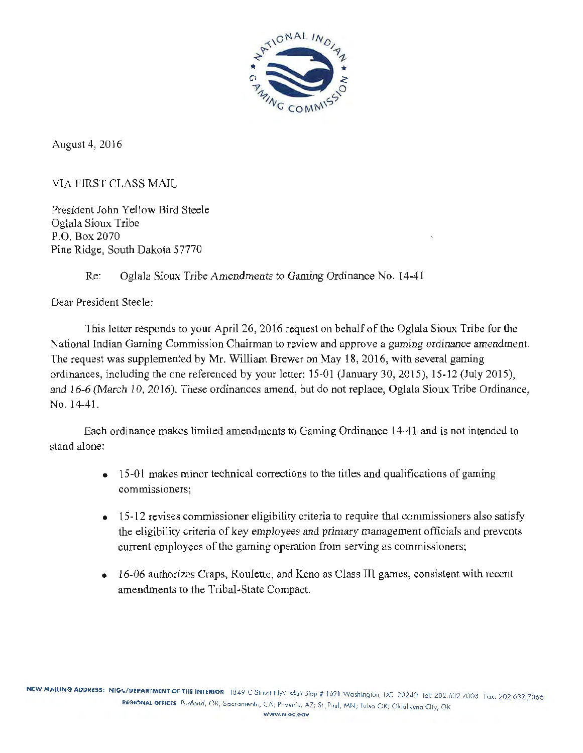August 4, 2016

VIA FIRST CLASS MAIL

President John Yellow Bird Steele
Oglala Sioux Tribe
P.O. Box 2070
Pine Ridge, South Dakota 57770

Re: Oglala Sioux Tribe Amendments to Gaming Ordinance No. 14-41

Dear President Steele:

This letter responds to your April 26, 2016 request on behalf of the Oglala Sioux Tribe for the National Indian Gaming Commission Chairman to review and approve a gaming ordinance amendment. The request was supplemented by Mr. William Brewer on May 18, 2016, with several gaming ordinances, including the one referenced by your letter: 15-01 (January 30, 2015), 15-12 (July 2015), and 16-6 (March 10, 2016). These ordinances amend, but do not replace, Oglala Sioux Tribe Ordinance, No. 14-41.

Each ordinance makes limited amendments to Gaming Ordinance 14-41 and is not intended to stand alone:

- 15-01 makes minor technical corrections to the titles and qualifications of gaming commissioners;
- 15-12 revises commissioner eligibility criteria to require that commissioners also satisfy the eligibility criteria of key employees and primary management officials and prevents current employees of the gaming operation from serving as commissioners;
- 16-06 authorizes Craps, Roulette, and Keno as Class III games, consistent with recent amendments to the Tribal-State Compact.

NEW MAILING ADDRESS: NIGC/DEPARTMENT OF THE INTERIOR 1849 C Street NW, Mail Stop # 1621 Washington, DC 20240 Tel: 202.632.7003 Fax: 202.632.7066
REGIONAL OFFICES Portland, OR; Sacramento, CA; Phoenix, AZ; St. Paul, MN; Tulsa OK; Oklahoma City, OK
WWW.NIGC.GOV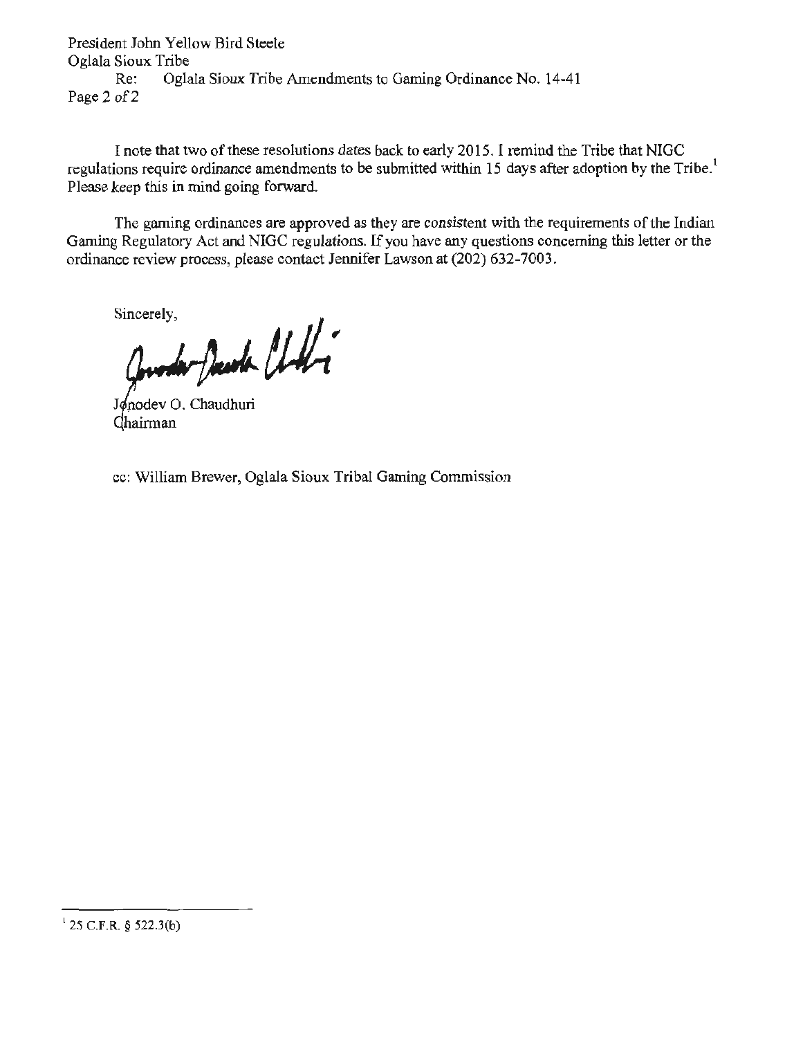I note that two of these resolutions dates back to early 2015. I remind the Tribe that NIGC regulations require ordinance amendments to be submitted within 15 days after adoption by the Tribe.[1] Please keep this in mind going forward.

The gaming ordinances are approved as they are consistent with the requirements of the Indian Gaming Regulatory Act and NIGC regulations. If you have any questions concerning this letter or the ordinance review process, please contact Jennifer Lawson at (202) 632-7003.

Sincerely,

Jonodev O. Chaudhuri
Chairman

cc: William Brewer, Oglala Sioux Tribal Gaming Commission

[1] 25 C.F.R. § 522.3(b)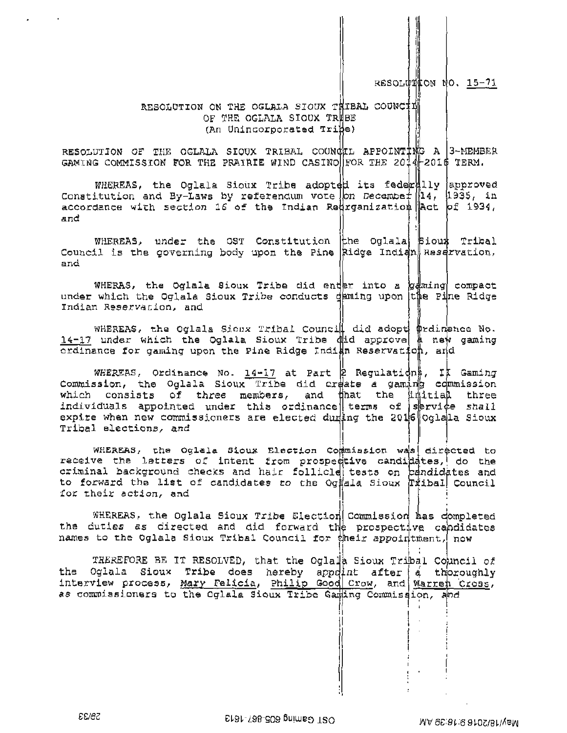RESOLUTION NO. 15-71

RESOLUTION ON THE OGLALA SIOUX TRIBAL COUNCIL
OF THE OGLALA SIOUX TRIBE
(An Unincorporated Tribe)

RESOLUTION OF THE OGLALA SIOUX TRIBAL COUNCIL APPOINTING A 3-MEMBER GAMING COMMISSION FOR THE PRAIRIE WIND CASINO FOR THE 2014-2016 TERM.

*WHEREAS*, the Oglala Sioux Tribe adopted its federally approved Constitution and By-Laws by referendum vote on December 14, 1935, in accordance with section 16 of the Indian Reorganization Act of 1934, and

WHEREAS, under the OST Constitution the Oglala Sioux Tribal Council is the governing body upon the Pine Ridge Indian Reservation, and

WHERAS, the Oglala Sioux Tribe did enter into a gaming compact under which the Oglala Sioux Tribe conducts gaming upon the Pine Ridge Indian Reservation, and

WHEREAS, the Oglala Sioux Tribal Council did adopt Ordinance No. 14-17 under which the Oglala Sioux Tribe did approve a new gaming ordinance for gaming upon the Pine Ridge Indian Reservation, and

*WHEREAS*, Ordinance No. 14-17 at Part 2 Regulations, II Gaming Commission, the Oglala Sioux Tribe did create a gaming commission which consists of three members, and that the initial three individuals appointed under this ordinance terms of service shall expire when new commissioners are elected during the 2016 Oglala Sioux Tribal elections, *and*

WHEREAS, the Oglala Sioux Election Commission was directed to receive the letters of intent from prospective candidates, do the criminal background checks and hair follicle tests on candidates and to forward the list of candidates to the Oglala Sioux Tribal Council for their action, and

WHEREAS, the Oglala Sioux Tribe Election Commission has completed the duties as directed and did forward the prospective candidates names to the Oglala Sioux Tribal Council for their appointment, now

*THEREFORE BE IT RESOLVED*, that the Oglala Sioux Tribal Council of the Oglala Sioux Tribe does hereby appoint after a thoroughly interview process, Mary Felicia, Philip Good Crow, and Warren Cross, as commissioners to the Oglala Sioux Tribe Gaming Commission, and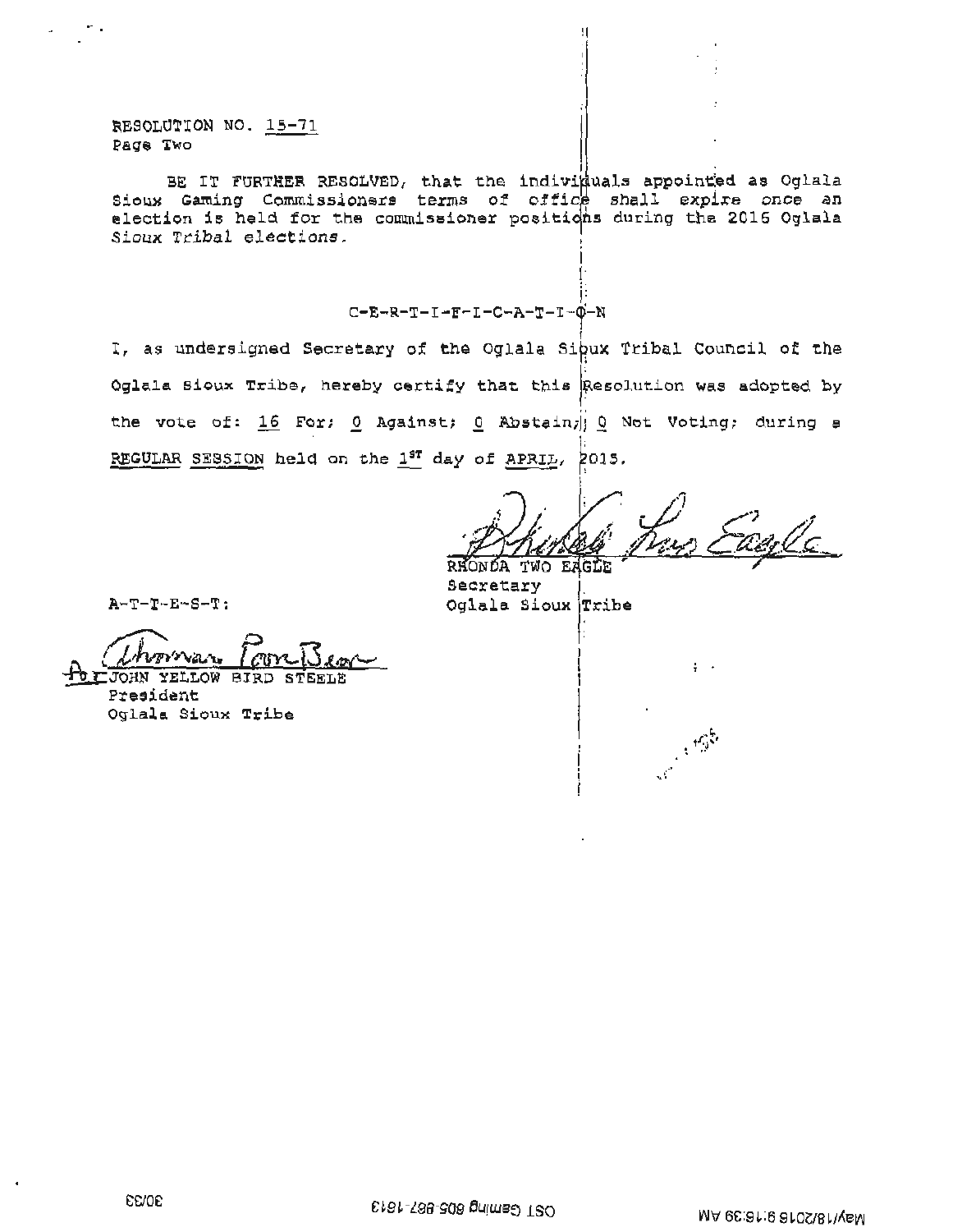RESOLUTION NO. 15-71
Page Two

BE IT FURTHER RESOLVED, that the individuals appointed as Oglala Sioux Gaming Commissioners terms of office shall expire once an election is held for the commissioner positions during the 2016 Oglala Sioux Tribal elections.

C-E-R-T-I-F-I-C-A-T-I-O-N

I, as undersigned Secretary of the Oglala Sioux Tribal Council of the Oglala Sioux Tribe, hereby certify that this Resolution was adopted by the vote of: 16 For; 0 Against; 0 Abstain; 0 Not Voting; during a REGULAR SESSION held on the 1ST day of APRIL, 2015.

RHONDA TWO EAGLE
Secretary
Oglala Sioux Tribe

A-T-T-E-S-T:

For JOHN YELLOW BIRD STEELE
President
Oglala Sioux Tribe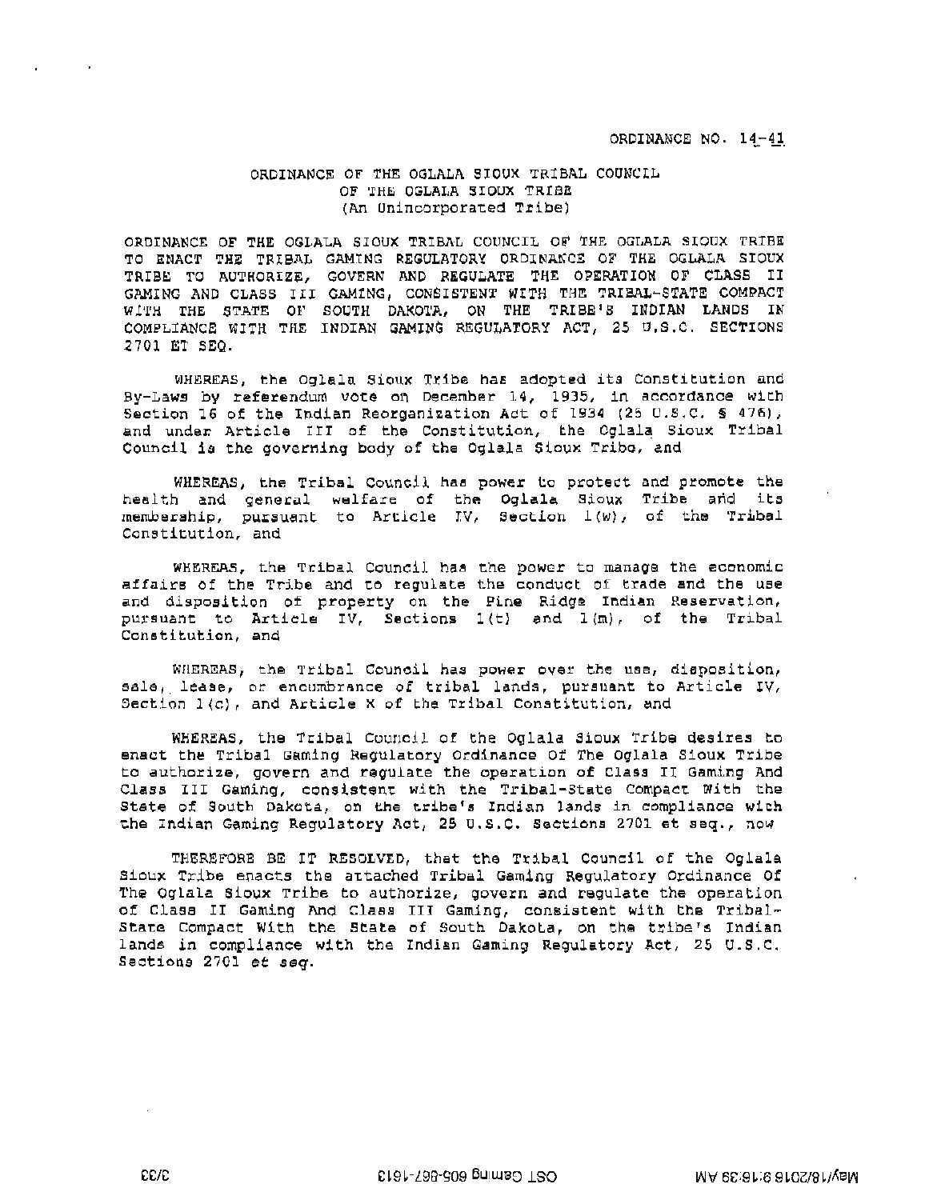ORDINANCE NO. 14-41

ORDINANCE OF THE OGLALA SIOUX TRIBAL COUNCIL
OF THE OGLALA SIOUX TRIBE
(An Unincorporated Tribe)

ORDINANCE OF THE OGLALA SIOUX TRIBAL COUNCIL OF THE OGLALA SIOUX TRIBE TO ENACT THE TRIBAL GAMING REGULATORY ORDINANCE OF THE OGLALA SIOUX TRIBE TO AUTHORIZE, GOVERN AND REGULATE THE OPERATION OF CLASS II GAMING AND CLASS III GAMING, CONSISTENT WITH THE TRIBAL-STATE COMPACT WITH THE STATE OF SOUTH DAKOTA, ON THE TRIBE'S INDIAN LANDS IN COMPLIANCE WITH THE INDIAN GAMING REGULATORY ACT, 25 U.S.C. SECTIONS 2701 ET SEQ.

WHEREAS, the Oglala Sioux Tribe has adopted its Constitution and By-Laws by referendum vote on December 14, 1935, in accordance with Section 16 of the Indian Reorganization Act of 1934 (25 U.S.C. § 476), and under Article III of the Constitution, the Oglala Sioux Tribal Council is the governing body of the Oglala Sioux Tribe, and

WHEREAS, the Tribal Council has power to protect and promote the health and general welfare of the Oglala Sioux Tribe and its membership, pursuant to Article IV, Section 1(w), of the Tribal Constitution, and

WHEREAS, the Tribal Council has the power to manage the economic affairs of the Tribe and to regulate the conduct of trade and the use and disposition of property on the Pine Ridge Indian Reservation, pursuant to Article IV, Sections 1(t) and 1(m), of the Tribal Constitution, and

WHEREAS, the Tribal Council has power over the use, disposition, sale, lease, or encumbrance of tribal lands, pursuant to Article IV, Section 1(c), and Article X of the Tribal Constitution, and

WHEREAS, the Tribal Council of the Oglala Sioux Tribe desires to enact the Tribal Gaming Regulatory Ordinance Of The Oglala Sioux Tribe to authorize, govern and regulate the operation of Class II Gaming And Class III Gaming, consistent with the Tribal-State Compact With the State of South Dakota, on the tribe's Indian lands in compliance with the Indian Gaming Regulatory Act, 25 U.S.C. Sections 2701 et seq., now

THEREFORE BE IT RESOLVED, that the Tribal Council of the Oglala Sioux Tribe enacts the attached Tribal Gaming Regulatory Ordinance Of The Oglala Sioux Tribe to authorize, govern and regulate the operation of Class II Gaming And Class III Gaming, consistent with the Tribal-State Compact With the State of South Dakota, on the tribe's Indian lands in compliance with the Indian Gaming Regulatory Act, 25 U.S.C. Sections 2701 *et seq.*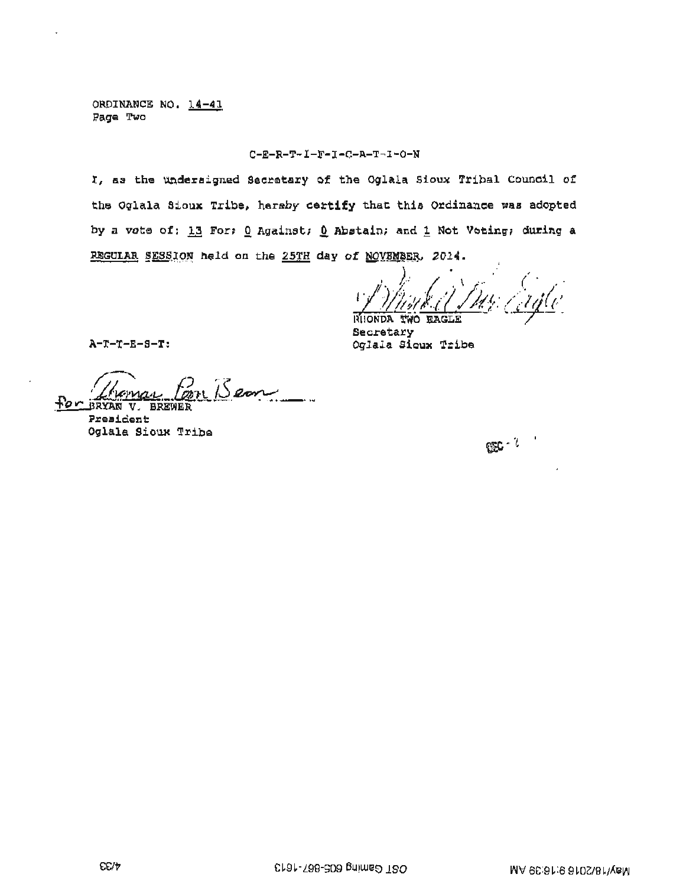ORDINANCE NO. 14-41
Page Two

C-E-R-T-I-F-I-C-A-T-I-O-N

I, as the undersigned Secretary of the Oglala Sioux Tribal Council of the Oglala Sioux Tribe, hereby certify that this Ordinance was adopted by a vote of: 13 For; 0 Against; 0 Abstain; and 1 Not Voting; during a REGULAR SESSION held on the 25TH day of NOVEMBER, 2014.

RHONDA TWO EAGLE
Secretary
Oglala Sioux Tribe

A-T-T-E-S-T:

for BRYAN V. BREWER
President
Oglala Sioux Tribe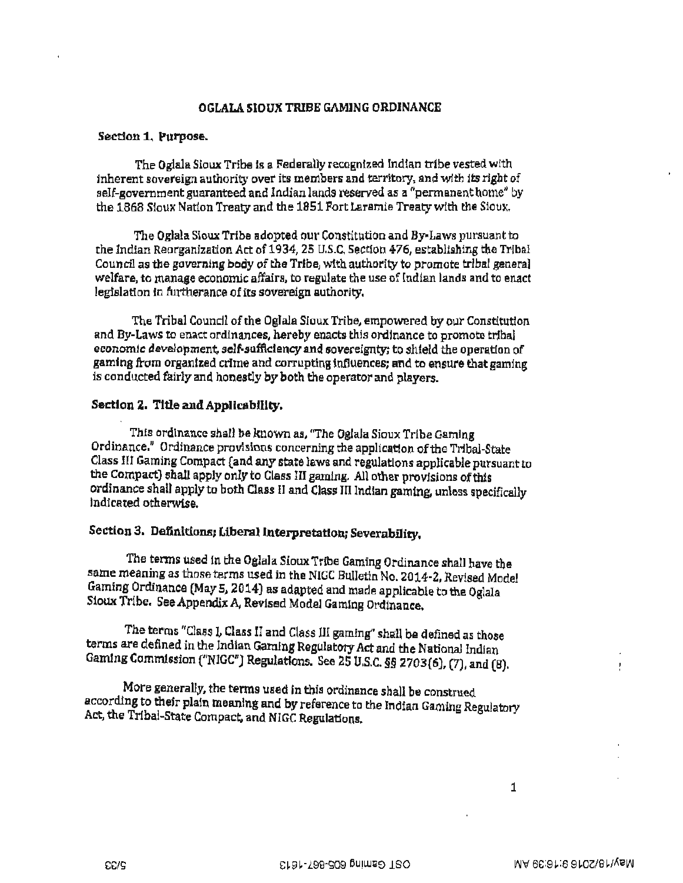## OGLALA SIOUX TRIBE GAMING ORDINANCE

### Section 1. Purpose.

The Oglala Sioux Tribe is a Federally recognized Indian tribe vested with inherent sovereign authority over its members and territory, and with its right of self-government guaranteed and Indian lands reserved as a "permanent home" by the 1868 Sioux Nation Treaty and the 1851 Fort Laramie Treaty with the Sioux.

The Oglala Sioux Tribe adopted our Constitution and By-Laws pursuant to the Indian Reorganization Act of 1934, 25 U.S.C. Section 476, establishing the Tribal Council as the governing body of the Tribe, with authority to promote tribal general welfare, to manage economic affairs, to regulate the use of Indian lands and to enact legislation in furtherance of its sovereign authority.

The Tribal Council of the Oglala Sioux Tribe, empowered by our Constitution and By-Laws to enact ordinances, hereby enacts this ordinance to promote tribal economic development, self-sufficiency and sovereignty; to shield the operation of gaming from organized crime and corrupting influences; and to ensure that gaming is conducted fairly and honestly by both the operator and players.

### Section 2. Title and Applicability.

This ordinance shall be known as, "The Oglala Sioux Tribe Gaming Ordinance." Ordinance provisions concerning the application of the Tribal-State Class III Gaming Compact (and any state laws and regulations applicable pursuant to the Compact) shall apply only to Class III gaming. All other provisions of this ordinance shall apply to both Class II and Class III Indian gaming, unless specifically indicated otherwise.

### Section 3. Definitions; Liberal Interpretation; Severability.

The terms used in the Oglala Sioux Tribe Gaming Ordinance shall have the same meaning as those terms used in the NIGC Bulletin No. 2014-2, Revised Model Gaming Ordinance (May 5, 2014) as adapted and made applicable to the Oglala Sioux Tribe. See Appendix A, Revised Model Gaming Ordinance.

The terms "Class I, Class II and Class III gaming" shall be defined as those terms are defined in the Indian Gaming Regulatory Act and the National Indian Gaming Commission ("NIGC") Regulations. See 25 U.S.C. §§ 2703(6), (7), and (8).

More generally, the terms used in this ordinance shall be construed according to their plain meaning and by reference to the Indian Gaming Regulatory Act, the Tribal-State Compact, and NIGC Regulations.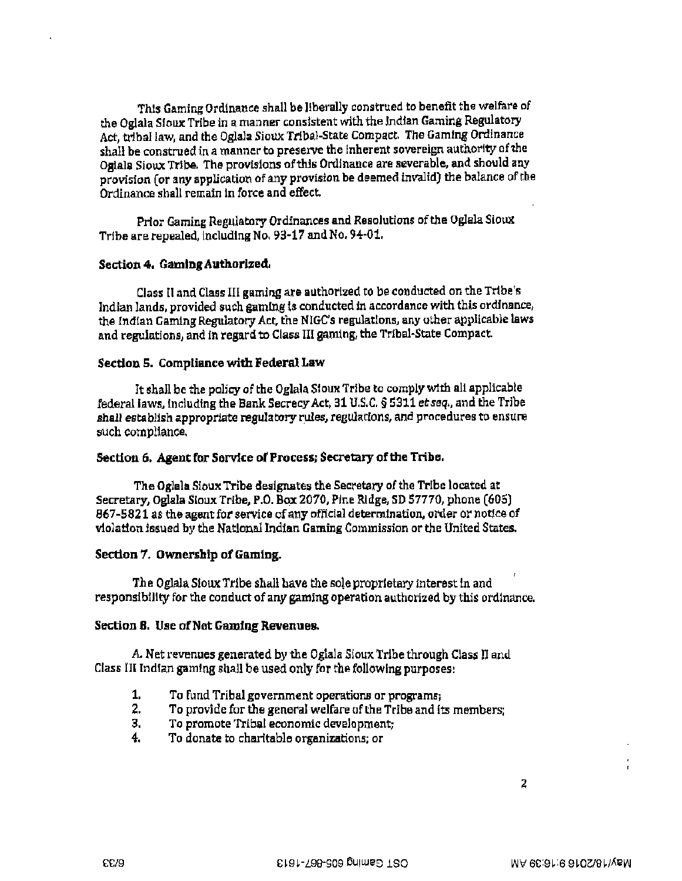This Gaming Ordinance shall be liberally construed to benefit the welfare of the Oglala Sioux Tribe in a manner consistent with the Indian Gaming Regulatory Act, tribal law, and the Oglala Sioux Tribal-State Compact. The Gaming Ordinance shall be construed in a manner to preserve the inherent sovereign authority of the Oglala Sioux Tribe. The provisions of this Ordinance are severable, and should any provision (or any application of any provision be deemed invalid) the balance of the Ordinance shall remain in force and effect.

Prior Gaming Regulatory Ordinances and Resolutions of the Oglala Sioux Tribe are repealed, including No. 93-17 and No. 94-01.

**Section 4. Gaming Authorized.**

Class II and Class III gaming are authorized to be conducted on the Tribe's Indian lands, provided such gaming is conducted in accordance with this ordinance, the Indian Gaming Regulatory Act, the NIGC's regulations, any other applicable laws and regulations, and in regard to Class III gaming, the Tribal-State Compact.

**Section 5. Compliance with Federal Law**

It shall be the policy of the Oglala Sioux Tribe to comply with all applicable federal laws, including the Bank Secrecy Act, 31 U.S.C. § 5311 *et seq.*, and the Tribe shall establish appropriate regulatory rules, regulations, and procedures to ensure such compliance.

**Section 6. Agent for Service of Process; Secretary of the Tribe.**

The Oglala Sioux Tribe designates the Secretary of the Tribe located at Secretary, Oglala Sioux Tribe, P.O. Box 2070, Pine Ridge, SD 57770, phone (605) 867-5821 as the agent for service of any official determination, order or notice of violation issued by the National Indian Gaming Commission or the United States.

**Section 7. Ownership of Gaming.**

The Oglala Sioux Tribe shall have the sole proprietary interest in and responsibility for the conduct of any gaming operation authorized by this ordinance.

**Section 8. Use of Net Gaming Revenues.**

A. Net revenues generated by the Oglala Sioux Tribe through Class II and Class III Indian gaming shall be used only for the following purposes:

1. To fund Tribal government operations or programs;
2. To provide for the general welfare of the Tribe and its members;
3. To promote Tribal economic development;
4. To donate to charitable organizations; or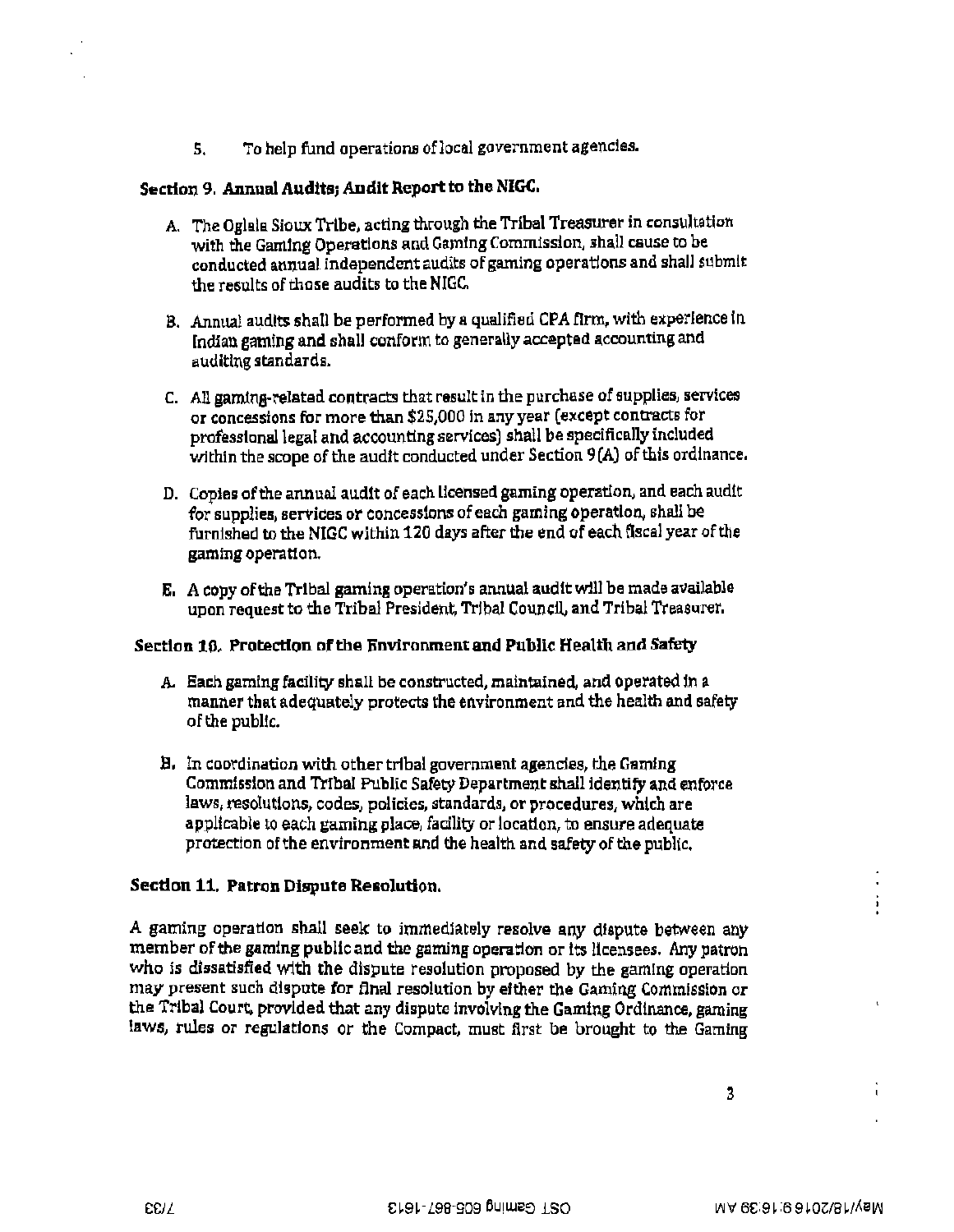5. To help fund operations of local government agencies.

**Section 9. Annual Audits; Audit Report to the NIGC.**

A. The Oglala Sioux Tribe, acting through the Tribal Treasurer in consultation with the Gaming Operations and Gaming Commission, shall cause to be conducted annual independent audits of gaming operations and shall submit the results of those audits to the NIGC.

B. Annual audits shall be performed by a qualified CPA firm, with experience in Indian gaming and shall conform to generally accepted accounting and auditing standards.

C. All gaming-related contracts that result in the purchase of supplies, services or concessions for more than $25,000 in any year (except contracts for professional legal and accounting services) shall be specifically included within the scope of the audit conducted under Section 9(A) of this ordinance.

D. Copies of the annual audit of each licensed gaming operation, and each audit for supplies, services or concessions of each gaming operation, shall be furnished to the NIGC within 120 days after the end of each fiscal year of the gaming operation.

E. A copy of the Tribal gaming operation's annual audit will be made available upon request to the Tribal President, Tribal Council, and Tribal Treasurer.

**Section 10. Protection of the Environment and Public Health and Safety**

A. Each gaming facility shall be constructed, maintained, and operated in a manner that adequately protects the environment and the health and safety of the public.

B. In coordination with other tribal government agencies, the Gaming Commission and Tribal Public Safety Department shall identify and enforce laws, resolutions, codes, policies, standards, or procedures, which are applicable to each gaming place, facility or location, to ensure adequate protection of the environment and the health and safety of the public.

**Section 11. Patron Dispute Resolution.**

A gaming operation shall seek to immediately resolve any dispute between any member of the gaming public and the gaming operation or its licensees. Any patron who is dissatisfied with the dispute resolution proposed by the gaming operation may present such dispute for final resolution by either the Gaming Commission or the Tribal Court, provided that any dispute involving the Gaming Ordinance, gaming laws, rules or regulations or the Compact, must first be brought to the Gaming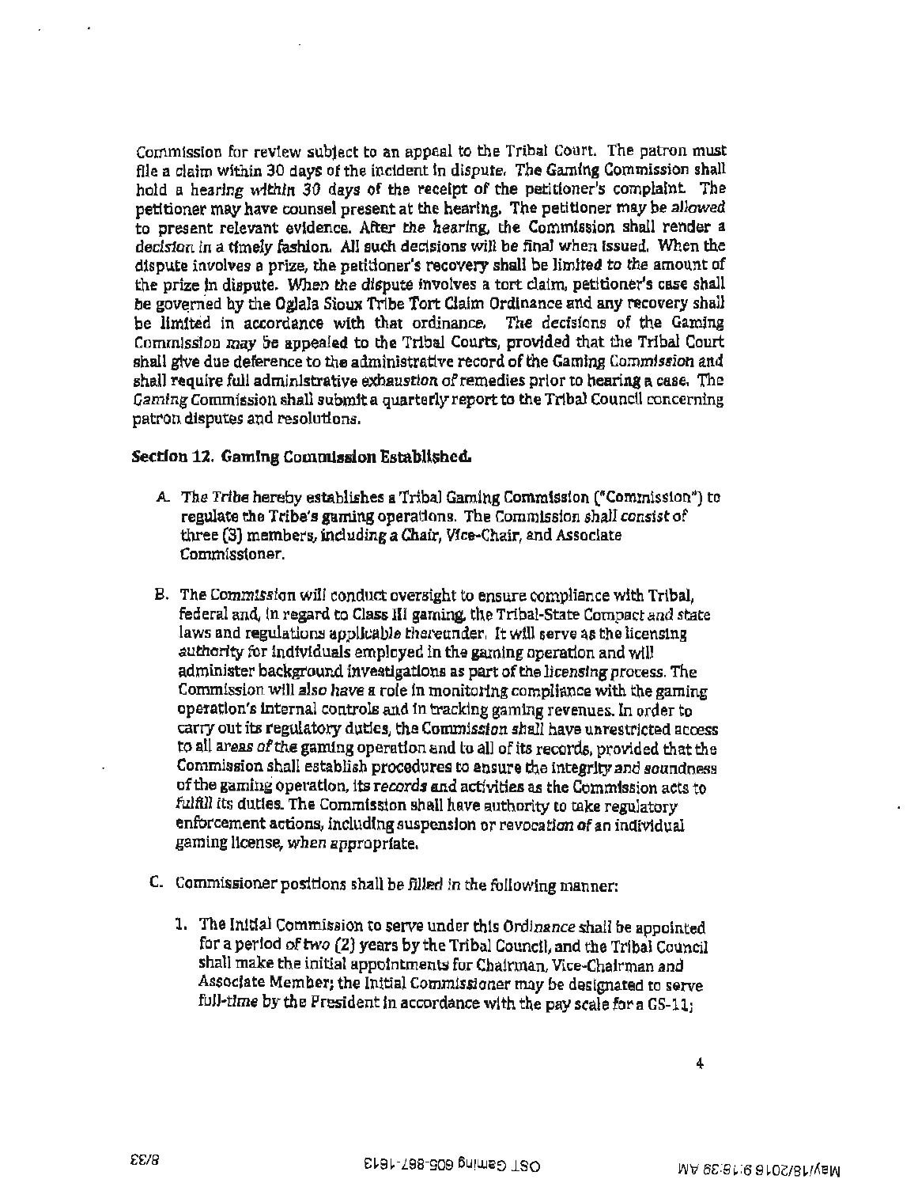Commission for review subject to an appeal to the Tribal Court. The patron must file a claim within 30 days of the incident in dispute. The Gaming Commission shall hold a hearing within 30 days of the receipt of the petitioner's complaint. The petitioner may have counsel present at the hearing. The petitioner may be allowed to present relevant evidence. After the hearing, the Commission shall render a decision in a timely fashion. All such decisions will be final when issued. When the dispute involves a prize, the petitioner's recovery shall be limited to the amount of the prize in dispute. When the dispute involves a tort claim, petitioner's case shall be governed by the Oglala Sioux Tribe Tort Claim Ordinance and any recovery shall be limited in accordance with that ordinance. The decisions of the Gaming Commission may be appealed to the Tribal Courts, provided that the Tribal Court shall give due deference to the administrative record of the Gaming Commission and shall require full administrative exhaustion of remedies prior to hearing a case. The Gaming Commission shall submit a quarterly report to the Tribal Council concerning patron disputes and resolutions.

**Section 12. Gaming Commission Established.**

A. The Tribe hereby establishes a Tribal Gaming Commission ("Commission") to regulate the Tribe's gaming operations. The Commission shall consist of three (3) members, including a Chair, Vice-Chair, and Associate Commissioner.

B. The Commission will conduct oversight to ensure compliance with Tribal, federal and, in regard to Class III gaming, the Tribal-State Compact and state laws and regulations applicable thereunder. It will serve as the licensing authority for individuals employed in the gaming operation and will administer background investigations as part of the licensing process. The Commission will also have a role in monitoring compliance with the gaming operation's internal controls and in tracking gaming revenues. In order to carry out its regulatory duties, the Commission shall have unrestricted access to all areas of the gaming operation and to all of its records, provided that the Commission shall establish procedures to ensure the integrity and soundness of the gaming operation, its records and activities as the Commission acts to fulfill its duties. The Commission shall have authority to take regulatory enforcement actions, including suspension or revocation of an individual gaming license, when appropriate.

C. Commissioner positions shall be filled in the following manner:

   1. The Initial Commission to serve under this Ordinance shall be appointed for a period of two (2) years by the Tribal Council, and the Tribal Council shall make the initial appointments for Chairman, Vice-Chairman and Associate Member; the Initial Commissioner may be designated to serve full-time by the President in accordance with the pay scale for a GS-11;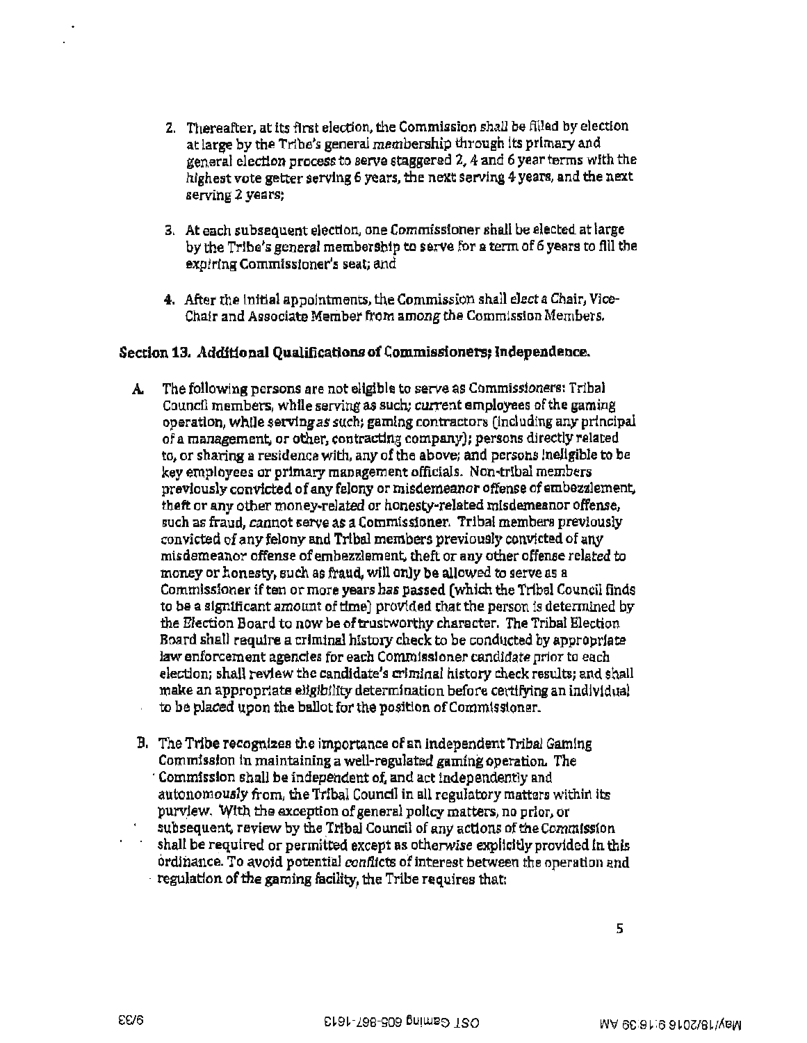2. Thereafter, at its first election, the Commission shall be filled by election at large by the Tribe's general membership through its primary and general election process to serve staggered 2, 4 and 6 year terms with the highest vote getter serving 6 years, the next serving 4 years, and the next serving 2 years;

3. At each subsequent election, one Commissioner shall be elected at large by the Tribe's general membership to serve for a term of 6 years to fill the expiring Commissioner's seat; and

4. After the initial appointments, the Commission shall elect a Chair, Vice-Chair and Associate Member from among the Commission Members.

**Section 13. Additional Qualifications of Commissioners; Independence.**

A. The following persons are not eligible to serve as Commissioners: Tribal Council members, while serving as such; current employees of the gaming operation, while serving as such; gaming contractors (including any principal of a management, or other, contracting company); persons directly related to, or sharing a residence with, any of the above; and persons ineligible to be key employees or primary management officials. Non-tribal members previously convicted of any felony or misdemeanor offense of embezzlement, theft or any other money-related or honesty-related misdemeanor offense, such as fraud, cannot serve as a Commissioner. Tribal members previously convicted of any felony and Tribal members previously convicted of any misdemeanor offense of embezzlement, theft or any other offense related to money or honesty, such as fraud, will only be allowed to serve as a Commissioner if ten or more years has passed (which the Tribal Council finds to be a significant amount of time) provided that the person is determined by the Election Board to now be of trustworthy character. The Tribal Election Board shall require a criminal history check to be conducted by appropriate law enforcement agencies for each Commissioner candidate prior to each election; shall review the candidate's criminal history check results; and shall make an appropriate eligibility determination before certifying an individual to be placed upon the ballot for the position of Commissioner.

B. The Tribe recognizes the importance of an independent Tribal Gaming Commission in maintaining a well-regulated gaming operation. The Commission shall be independent of, and act independently and autonomously from, the Tribal Council in all regulatory matters within its purview. With the exception of general policy matters, no prior, or subsequent, review by the Tribal Council of any actions of the Commission shall be required or permitted except as otherwise explicitly provided in this ordinance. To avoid potential conflicts of interest between the operation and regulation of the gaming facility, the Tribe requires that: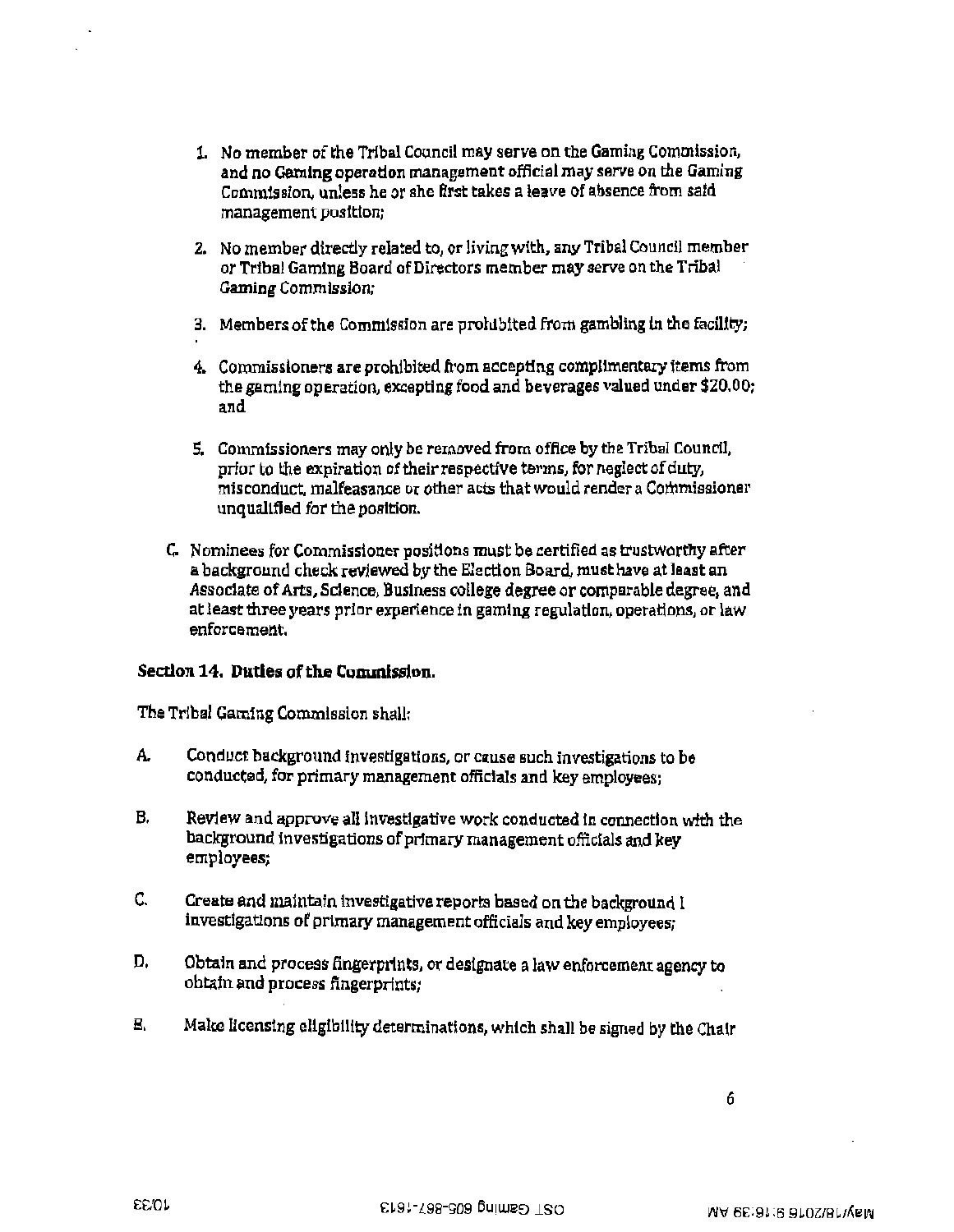1. No member of the Tribal Council may serve on the Gaming Commission, and no Gaming operation management official may serve on the Gaming Commission, unless he or she first takes a leave of absence from said management position;

2. No member directly related to, or living with, any Tribal Council member or Tribal Gaming Board of Directors member may serve on the Tribal Gaming Commission;

3. Members of the Commission are prohibited from gambling in the facility;

4. Commissioners are prohibited from accepting complimentary items from the gaming operation, excepting food and beverages valued under $20.00; and

5. Commissioners may only be removed from office by the Tribal Council, prior to the expiration of their respective terms, for neglect of duty, misconduct, malfeasance or other acts that would render a Commissioner unqualified for the position.

C. Nominees for Commissioner positions must be certified as trustworthy after a background check reviewed by the Election Board, must have at least an Associate of Arts, Science, Business college degree or comparable degree, and at least three years prior experience in gaming regulation, operations, or law enforcement.

### Section 14. Duties of the Commission.

The Tribal Gaming Commission shall:

A. Conduct background investigations, or cause such investigations to be conducted, for primary management officials and key employees;

B. Review and approve all investigative work conducted in connection with the background investigations of primary management officials and key employees;

C. Create and maintain investigative reports based on the background investigations of primary management officials and key employees;

D. Obtain and process fingerprints, or designate a law enforcement agency to obtain and process fingerprints;

E. Make licensing eligibility determinations, which shall be signed by the Chair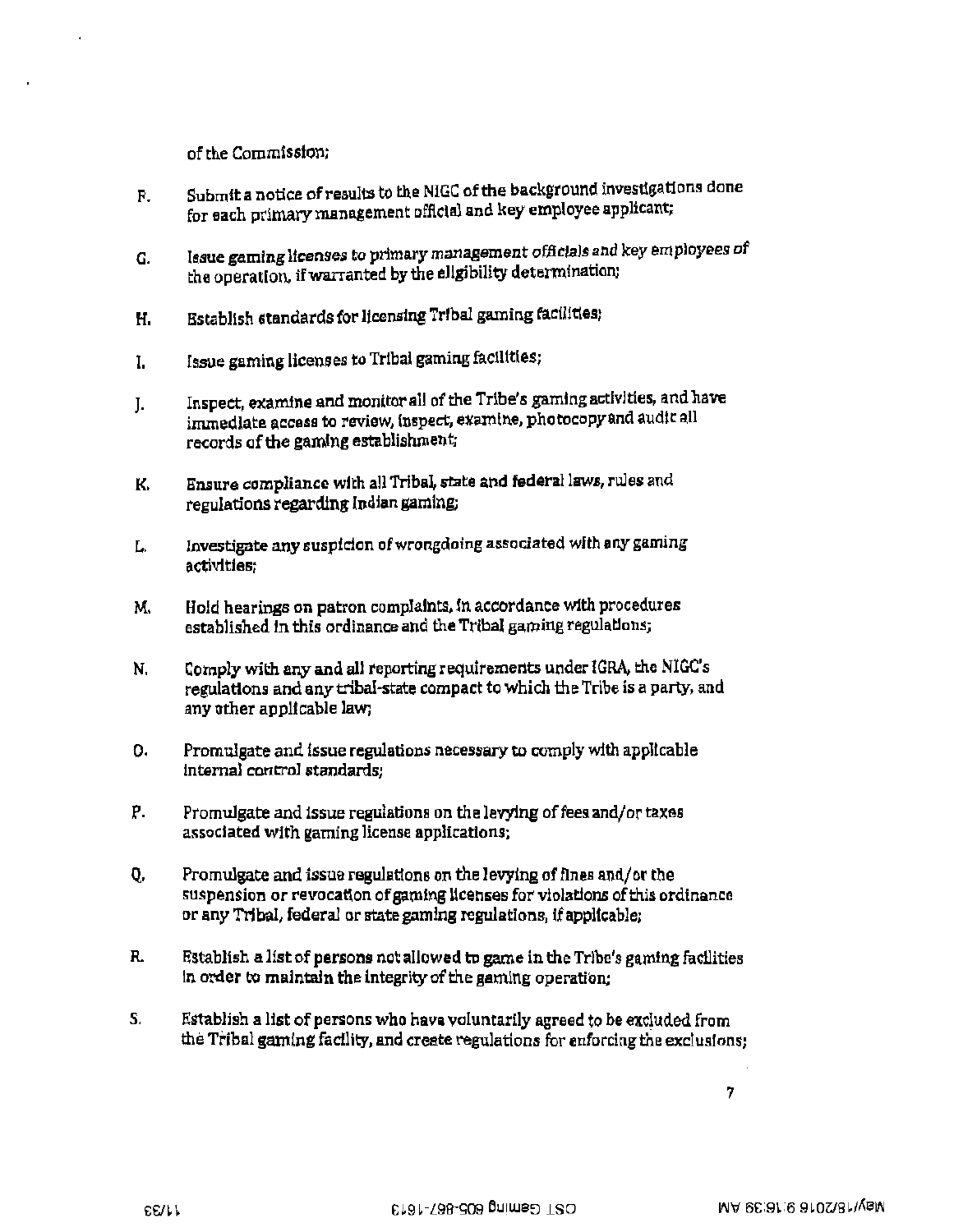of the Commission;

F. Submit a notice of results to the NIGC of the background investigations done for each primary management official and key employee applicant;

G. Issue gaming licenses to primary management officials and key employees of the operation, if warranted by the eligibility determination;

H. Establish standards for licensing Tribal gaming facilities;

I. Issue gaming licenses to Tribal gaming facilities;

J. Inspect, examine and monitor all of the Tribe's gaming activities, and have immediate access to review, inspect, examine, photocopy and audit all records of the gaming establishment;

K. Ensure compliance with all Tribal, state and federal laws, rules and regulations regarding Indian gaming;

L. Investigate any suspicion of wrongdoing associated with any gaming activities;

M. Hold hearings on patron complaints, in accordance with procedures established in this ordinance and the Tribal gaming regulations;

N. Comply with any and all reporting requirements under IGRA, the NIGC's regulations and any tribal-state compact to which the Tribe is a party, and any other applicable law;

O. Promulgate and issue regulations necessary to comply with applicable internal control standards;

P. Promulgate and issue regulations on the levying of fees and/or taxes associated with gaming license applications;

Q. Promulgate and issue regulations on the levying of fines and/or the suspension or revocation of gaming licenses for violations of this ordinance or any Tribal, federal or state gaming regulations, if applicable;

R. Establish a list of persons not allowed to game in the Tribe's gaming facilities in order to maintain the integrity of the gaming operation;

S. Establish a list of persons who have voluntarily agreed to be excluded from the Tribal gaming facility, and create regulations for enforcing the exclusions;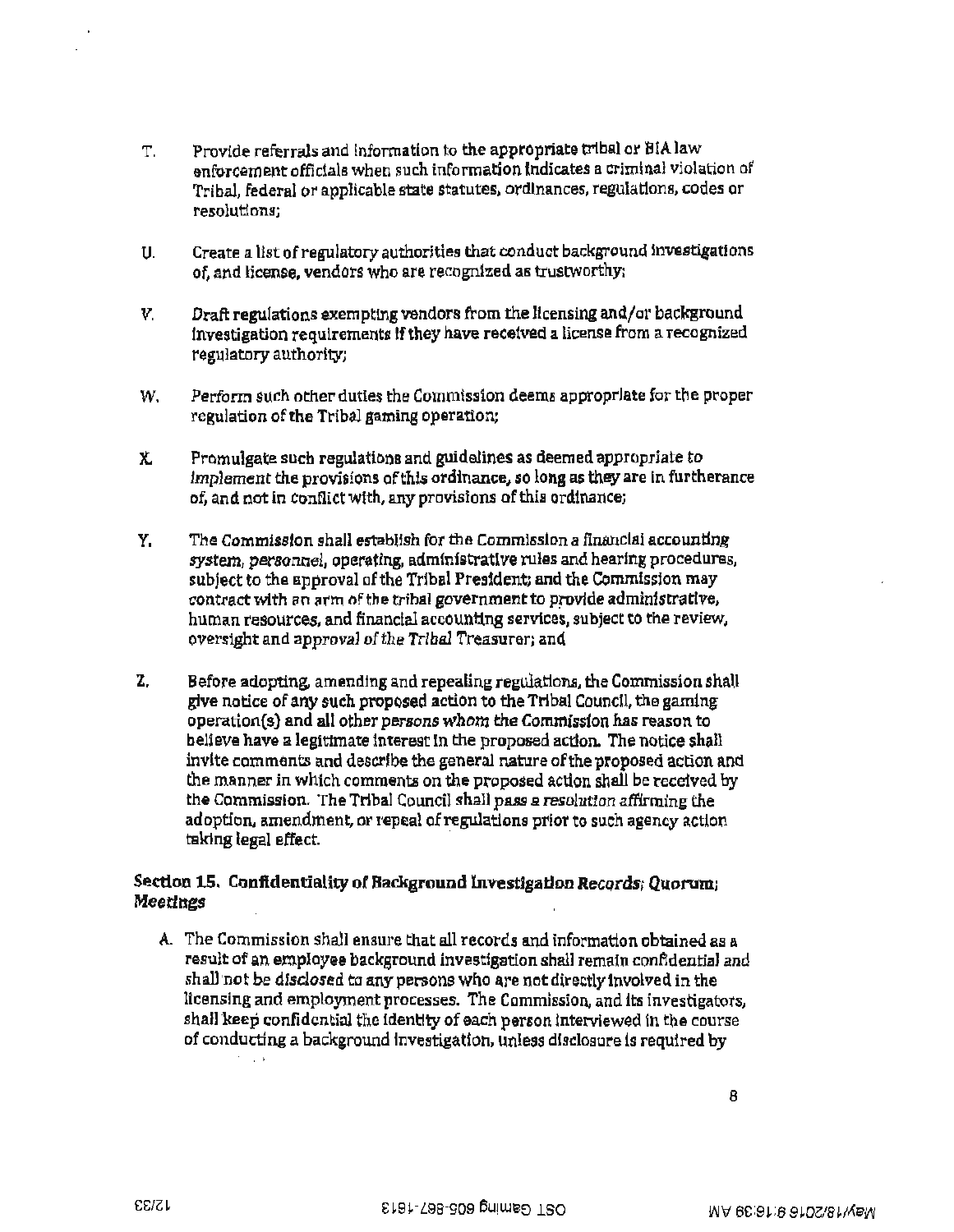T. Provide referrals and information to the appropriate tribal or BIA law enforcement officials when such information indicates a criminal violation of Tribal, federal or applicable state statutes, ordinances, regulations, codes or resolutions;

U. Create a list of regulatory authorities that conduct background investigations of, and license, vendors who are recognized as trustworthy;

V. Draft regulations exempting vendors from the licensing and/or background investigation requirements if they have received a license from a recognized regulatory authority;

W. Perform such other duties the Commission deems appropriate for the proper regulation of the Tribal gaming operation;

X. Promulgate such regulations and guidelines as deemed appropriate to implement the provisions of this ordinance, so long as they are in furtherance of, and not in conflict with, any provisions of this ordinance;

Y. The Commission shall establish for the Commission a financial accounting system, personnel, operating, administrative rules and hearing procedures, subject to the approval of the Tribal President; and the Commission may contract with an arm of the tribal government to provide administrative, human resources, and financial accounting services, subject to the review, oversight and approval of the Tribal Treasurer; and

Z. Before adopting, amending and repealing regulations, the Commission shall give notice of any such proposed action to the Tribal Council, the gaming operation(s) and all other persons whom the Commission has reason to believe have a legitimate interest in the proposed action. The notice shall invite comments and describe the general nature of the proposed action and the manner in which comments on the proposed action shall be received by the Commission. The Tribal Council shall pass a resolution affirming the adoption, amendment, or repeal of regulations prior to such agency action taking legal effect.

### Section 15. Confidentiality of Background Investigation Records; Quorum; Meetings

A. The Commission shall ensure that all records and information obtained as a result of an employee background investigation shall remain confidential and shall not be disclosed to any persons who are not directly involved in the licensing and employment processes. The Commission, and its investigators, shall keep confidential the identity of each person interviewed in the course of conducting a background investigation, unless disclosure is required by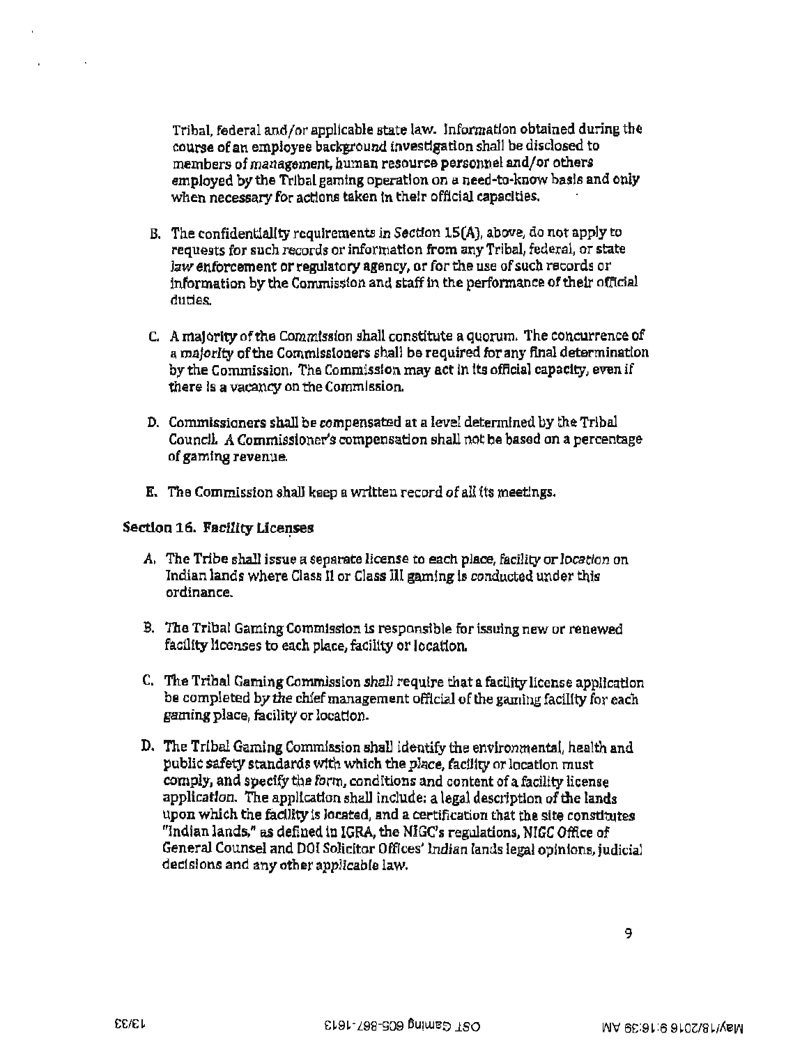Tribal, federal and/or applicable state law. Information obtained during the course of an employee background investigation shall be disclosed to members of management, human resource personnel and/or others employed by the Tribal gaming operation on a need-to-know basis and only when necessary for actions taken in their official capacities.

B. The confidentiality requirements in Section 15(A), above, do not apply to requests for such records or information from any Tribal, federal, or state law enforcement or regulatory agency, or for the use of such records or information by the Commission and staff in the performance of their official duties.

C. A majority of the Commission shall constitute a quorum. The concurrence of a majority of the Commissioners shall be required for any final determination by the Commission. The Commission may act in its official capacity, even if there is a vacancy on the Commission.

D. Commissioners shall be compensated at a level determined by the Tribal Council. A Commissioner's compensation shall not be based on a percentage of gaming revenue.

E. The Commission shall keep a written record of all its meetings.

### Section 16. Facility Licenses

A. The Tribe shall issue a separate license to each place, facility or location on Indian lands where Class II or Class III gaming is conducted under this ordinance.

B. The Tribal Gaming Commission is responsible for issuing new or renewed facility licenses to each place, facility or location.

C. The Tribal Gaming Commission shall require that a facility license application be completed by the chief management official of the gaming facility for each gaming place, facility or location.

D. The Tribal Gaming Commission shall identify the environmental, health and public safety standards with which the place, facility or location must comply, and specify the form, conditions and content of a facility license application. The application shall include: a legal description of the lands upon which the facility is located, and a certification that the site constitutes "Indian lands," as defined in IGRA, the NIGC's regulations, NIGC Office of General Counsel and DOI Solicitor Offices' Indian lands legal opinions, judicial decisions and any other applicable law.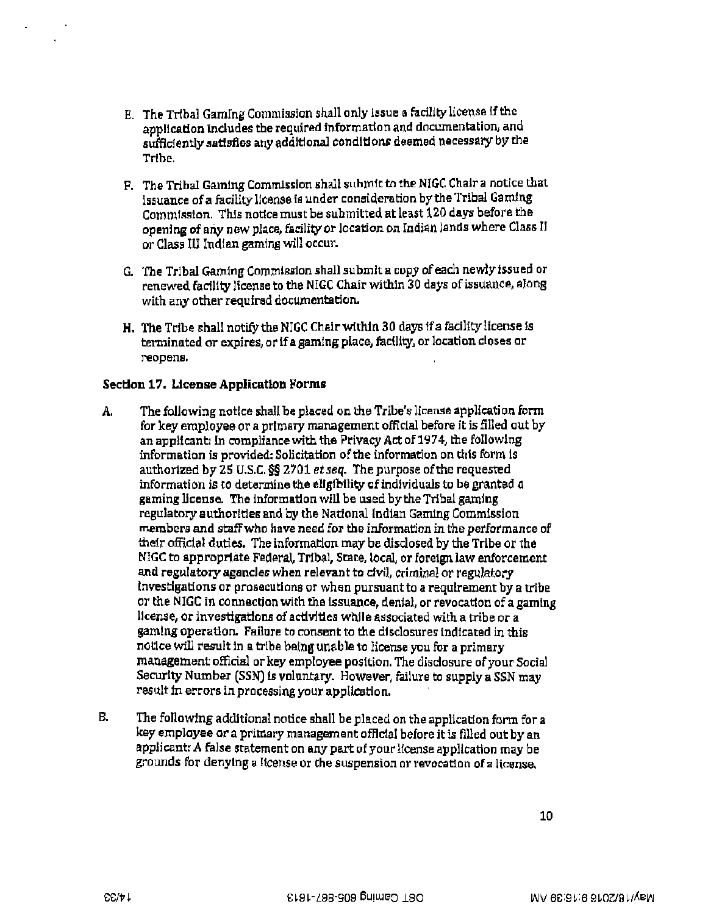E. The Tribal Gaming Commission shall only issue a facility license if the application includes the required information and documentation, and sufficiently satisfies any additional conditions deemed necessary by the Tribe.

F. The Tribal Gaming Commission shall submit to the NIGC Chair a notice that issuance of a facility license is under consideration by the Tribal Gaming Commission. This notice must be submitted at least 120 days before the opening of any new place, facility or location on Indian lands where Class II or Class III Indian gaming will occur.

G. The Tribal Gaming Commission shall submit a copy of each newly issued or renewed facility license to the NIGC Chair within 30 days of issuance, along with any other required documentation.

H. The Tribe shall notify the NIGC Chair within 30 days if a facility license is terminated or expires, or if a gaming place, facility, or location closes or reopens.

**Section 17. License Application Forms**

A. The following notice shall be placed on the Tribe's license application form for key employee or a primary management official before it is filled out by an applicant: In compliance with the Privacy Act of 1974, the following information is provided: Solicitation of the information on this form is authorized by 25 U.S.C. §§ 2701 *et seq.* The purpose of the requested information is to determine the eligibility of individuals to be granted a gaming license. The information will be used by the Tribal gaming regulatory authorities and by the National Indian Gaming Commission members and staff who have need for the information in the performance of their official duties. The information may be disclosed by the Tribe or the NIGC to appropriate Federal, Tribal, State, local, or foreign law enforcement and regulatory agencies when relevant to civil, criminal or regulatory investigations or prosecutions or when pursuant to a requirement by a tribe or the NIGC in connection with the issuance, denial, or revocation of a gaming license, or investigations of activities while associated with a tribe or a gaming operation. Failure to consent to the disclosures indicated in this notice will result in a tribe being unable to license you for a primary management official or key employee position. The disclosure of your Social Security Number (SSN) is voluntary. However, failure to supply a SSN may result in errors in processing your application.

B. The following additional notice shall be placed on the application form for a key employee or a primary management official before it is filled out by an applicant: A false statement on any part of your license application may be grounds for denying a license or the suspension or revocation of a license.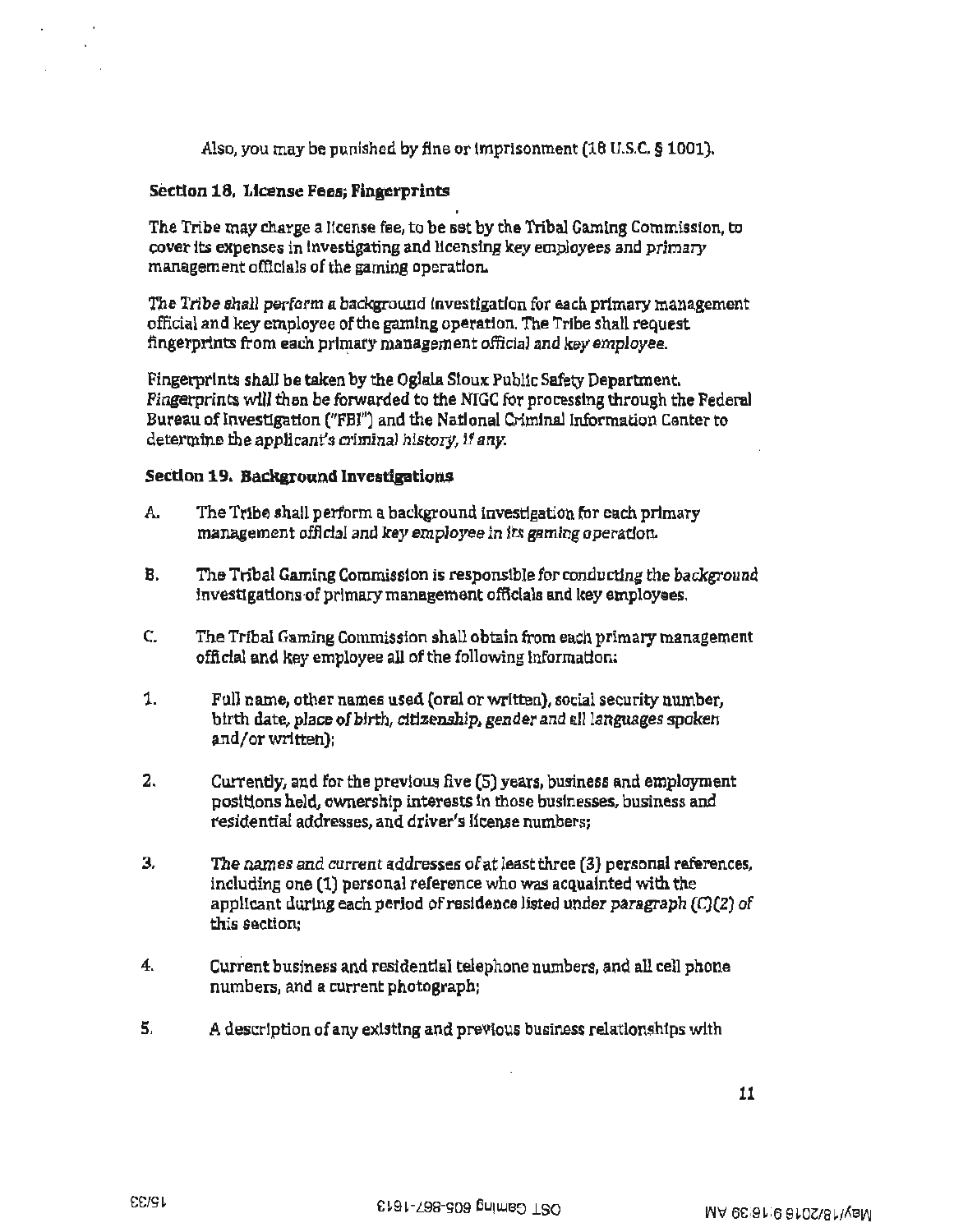Also, you may be punished by fine or imprisonment (18 U.S.C. § 1001).

**Section 18. License Fees; Fingerprints**

The Tribe may charge a license fee, to be set by the Tribal Gaming Commission, to cover its expenses in investigating and licensing key employees and primary management officials of the gaming operation.

The Tribe shall perform a background investigation for each primary management official and key employee of the gaming operation. The Tribe shall request fingerprints from each primary management official and key employee.

Fingerprints shall be taken by the Oglala Sioux Public Safety Department. Fingerprints will then be forwarded to the NIGC for processing through the Federal Bureau of Investigation ("FBI") and the National Criminal Information Center to determine the applicant's criminal history, if any.

**Section 19. Background Investigations**

A. The Tribe shall perform a background investigation for each primary management official and key employee in its gaming operation.

B. The Tribal Gaming Commission is responsible for conducting the background investigations of primary management officials and key employees.

C. The Tribal Gaming Commission shall obtain from each primary management official and key employee all of the following information:

1. Full name, other names used (oral or written), social security number, birth date, place of birth, citizenship, gender and all languages spoken and/or written);

2. Currently, and for the previous five (5) years, business and employment positions held, ownership interests in those businesses, business and residential addresses, and driver's license numbers;

3. The names and current addresses of at least three (3) personal references, including one (1) personal reference who was acquainted with the applicant during each period of residence listed under paragraph (C)(2) of this section;

4. Current business and residential telephone numbers, and all cell phone numbers, and a current photograph;

5. A description of any existing and previous business relationships with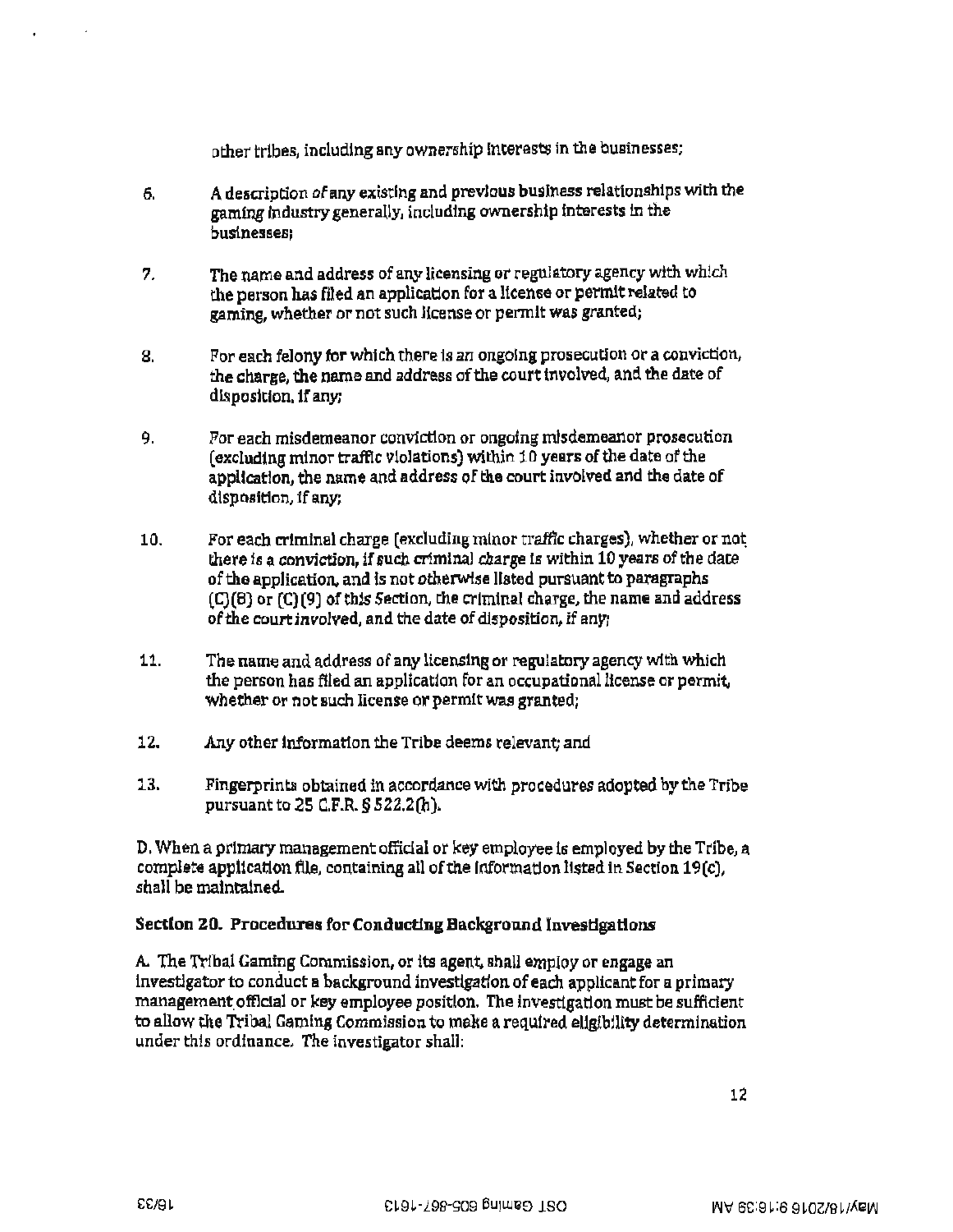other tribes, including any ownership interests in the businesses;

6. A description of any existing and previous business relationships with the gaming industry generally, including ownership interests in the businesses;

7. The name and address of any licensing or regulatory agency with which the person has filed an application for a license or permit related to gaming, whether or not such license or permit was granted;

8. For each felony for which there is an ongoing prosecution or a conviction, the charge, the name and address of the court involved, and the date of disposition, if any;

9. For each misdemeanor conviction or ongoing misdemeanor prosecution (excluding minor traffic violations) within 10 years of the date of the application, the name and address of the court involved and the date of disposition, if any;

10. For each criminal charge (excluding minor traffic charges), whether or not there is a conviction, if such criminal charge is within 10 years of the date of the application, and is not otherwise listed pursuant to paragraphs (C)(8) or (C)(9) of this Section, the criminal charge, the name and address of the court involved, and the date of disposition, if any;

11. The name and address of any licensing or regulatory agency with which the person has filed an application for an occupational license or permit, whether or not such license or permit was granted;

12. Any other information the Tribe deems relevant; and

13. Fingerprints obtained in accordance with procedures adopted by the Tribe pursuant to 25 C.F.R. § 522.2(h).

D. When a primary management official or key employee is employed by the Tribe, a complete application file, containing all of the information listed in Section 19(c), shall be maintained.

**Section 20. Procedures for Conducting Background Investigations**

A. The Tribal Gaming Commission, or its agent, shall employ or engage an investigator to conduct a background investigation of each applicant for a primary management official or key employee position. The investigation must be sufficient to allow the Tribal Gaming Commission to make a required eligibility determination under this ordinance. The investigator shall: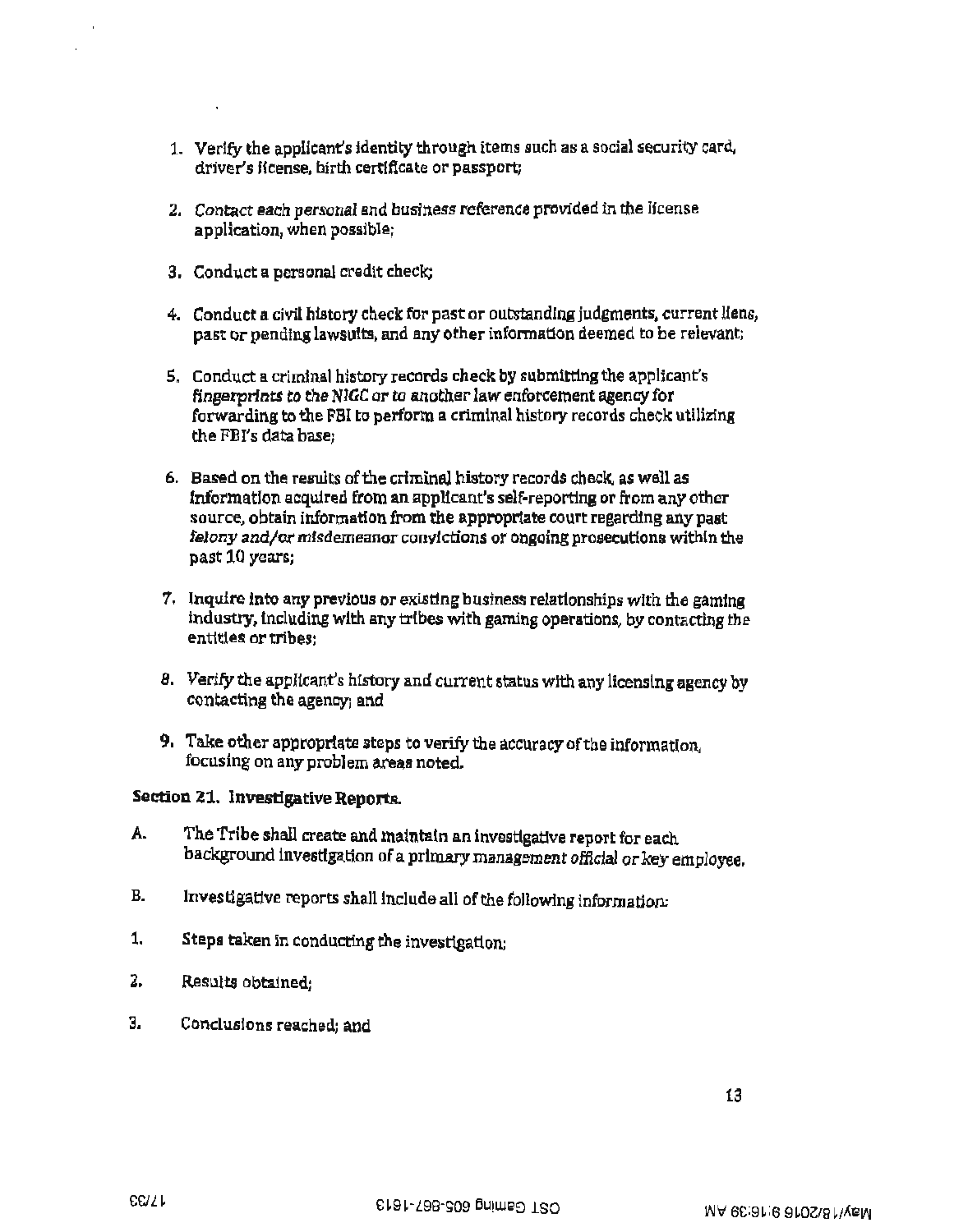1. Verify the applicant's identity through items such as a social security card, driver's license, birth certificate or passport;

2. Contact each personal and business reference provided in the license application, when possible;

3. Conduct a personal credit check;

4. Conduct a civil history check for past or outstanding judgments, current liens, past or pending lawsuits, and any other information deemed to be relevant;

5. Conduct a criminal history records check by submitting the applicant's fingerprints to the NIGC or to another law enforcement agency for forwarding to the FBI to perform a criminal history records check utilizing the FBI's data base;

6. Based on the results of the criminal history records check, as well as information acquired from an applicant's self-reporting or from any other source, obtain information from the appropriate court regarding any past felony and/or misdemeanor convictions or ongoing prosecutions within the past 10 years;

7. Inquire into any previous or existing business relationships with the gaming industry, including with any tribes with gaming operations, by contacting the entities or tribes;

8. Verify the applicant's history and current status with any licensing agency by contacting the agency; and

9. Take other appropriate steps to verify the accuracy of the information, focusing on any problem areas noted.

**Section 21. Investigative Reports.**

A. The Tribe shall create and maintain an investigative report for each background investigation of a primary management official or key employee.

B. Investigative reports shall include all of the following information:

1. Steps taken in conducting the investigation;

2. Results obtained;

3. Conclusions reached; and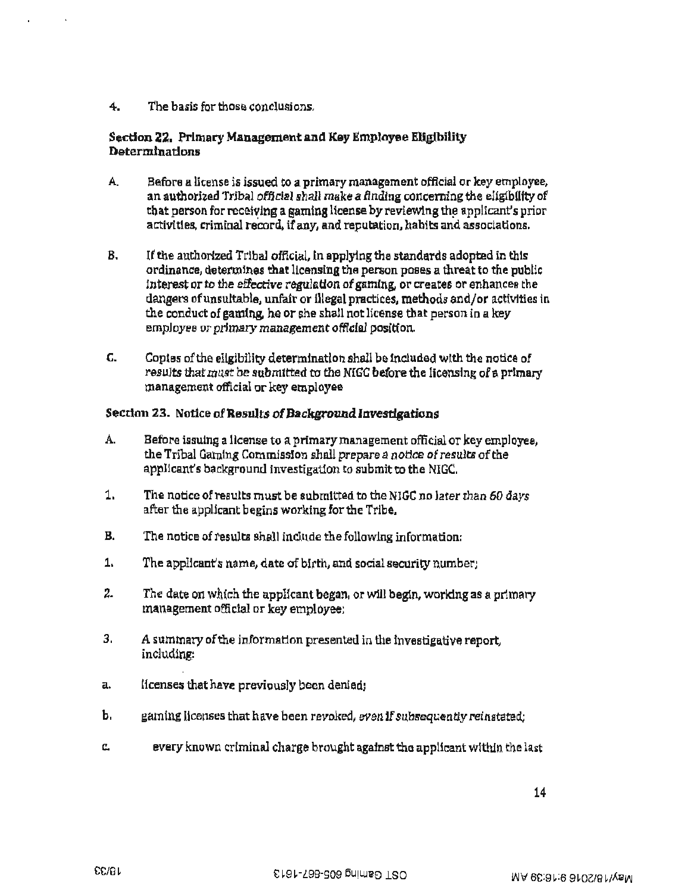4. The basis for those conclusions.

**Section 22. Primary Management and Key Employee Eligibility Determinations**

A. Before a license is issued to a primary management official or key employee, an authorized Tribal official shall make a finding concerning the eligibility of that person for receiving a gaming license by reviewing the applicant's prior activities, criminal record, if any, and reputation, habits and associations.

B. If the authorized Tribal official, in applying the standards adopted in this ordinance, determines that licensing the person poses a threat to the public interest or to the effective regulation of gaming, or creates or enhances the dangers of unsuitable, unfair or illegal practices, methods and/or activities in the conduct of gaming, he or she shall not license that person in a key employee or primary management official position.

C. Copies of the eligibility determination shall be included with the notice of results that must be submitted to the NIGC before the licensing of a primary management official or key employee

**Section 23. Notice of Results of Background Investigations**

A. Before issuing a license to a primary management official or key employee, the Tribal Gaming Commission shall prepare a notice of results of the applicant's background investigation to submit to the NIGC.

1. The notice of results must be submitted to the NIGC no later than 60 days after the applicant begins working for the Tribe.

B. The notice of results shall include the following information:

1. The applicant's name, date of birth, and social security number;

2. The date on which the applicant began, or will begin, working as a primary management official or key employee;

3. A summary of the information presented in the investigative report, including:

a. licenses that have previously been denied;

b. gaming licenses that have been revoked, even if subsequently reinstated;

c. every known criminal charge brought against the applicant within the last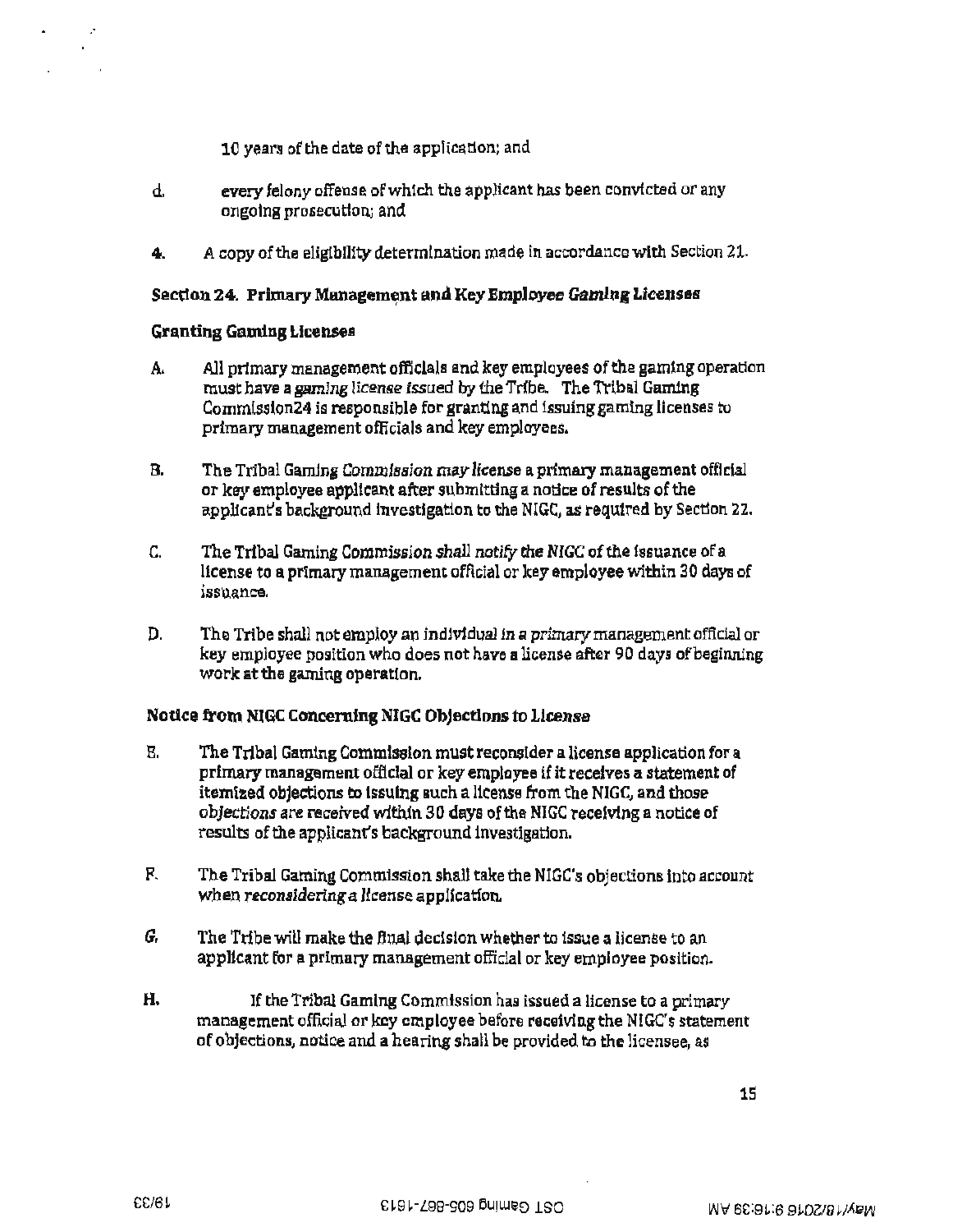10 years of the date of the application; and

d. every felony offense of which the applicant has been convicted or any ongoing prosecution; and

4. A copy of the eligibility determination made in accordance with Section 21.

## Section 24. Primary Management and Key Employee Gaming Licenses

### Granting Gaming Licenses

A. All primary management officials and key employees of the gaming operation must have a gaming license issued by the Tribe. The Tribal Gaming Commission24 is responsible for granting and issuing gaming licenses to primary management officials and key employees.

B. The Tribal Gaming Commission may license a primary management official or key employee applicant after submitting a notice of results of the applicant's background investigation to the NIGC, as required by Section 22.

C. The Tribal Gaming Commission shall notify the NIGC of the issuance of a license to a primary management official or key employee within 30 days of issuance.

D. The Tribe shall not employ an individual in a primary management official or key employee position who does not have a license after 90 days of beginning work at the gaming operation.

### Notice from NIGC Concerning NIGC Objections to License

E. The Tribal Gaming Commission must reconsider a license application for a primary management official or key employee if it receives a statement of itemized objections to issuing such a license from the NIGC, and those objections are received within 30 days of the NIGC receiving a notice of results of the applicant's background investigation.

F. The Tribal Gaming Commission shall take the NIGC's objections into account when reconsidering a license application.

G. The Tribe will make the final decision whether to issue a license to an applicant for a primary management official or key employee position.

H. If the Tribal Gaming Commission has issued a license to a primary management official or key employee before receiving the NIGC's statement of objections, notice and a hearing shall be provided to the licensee, as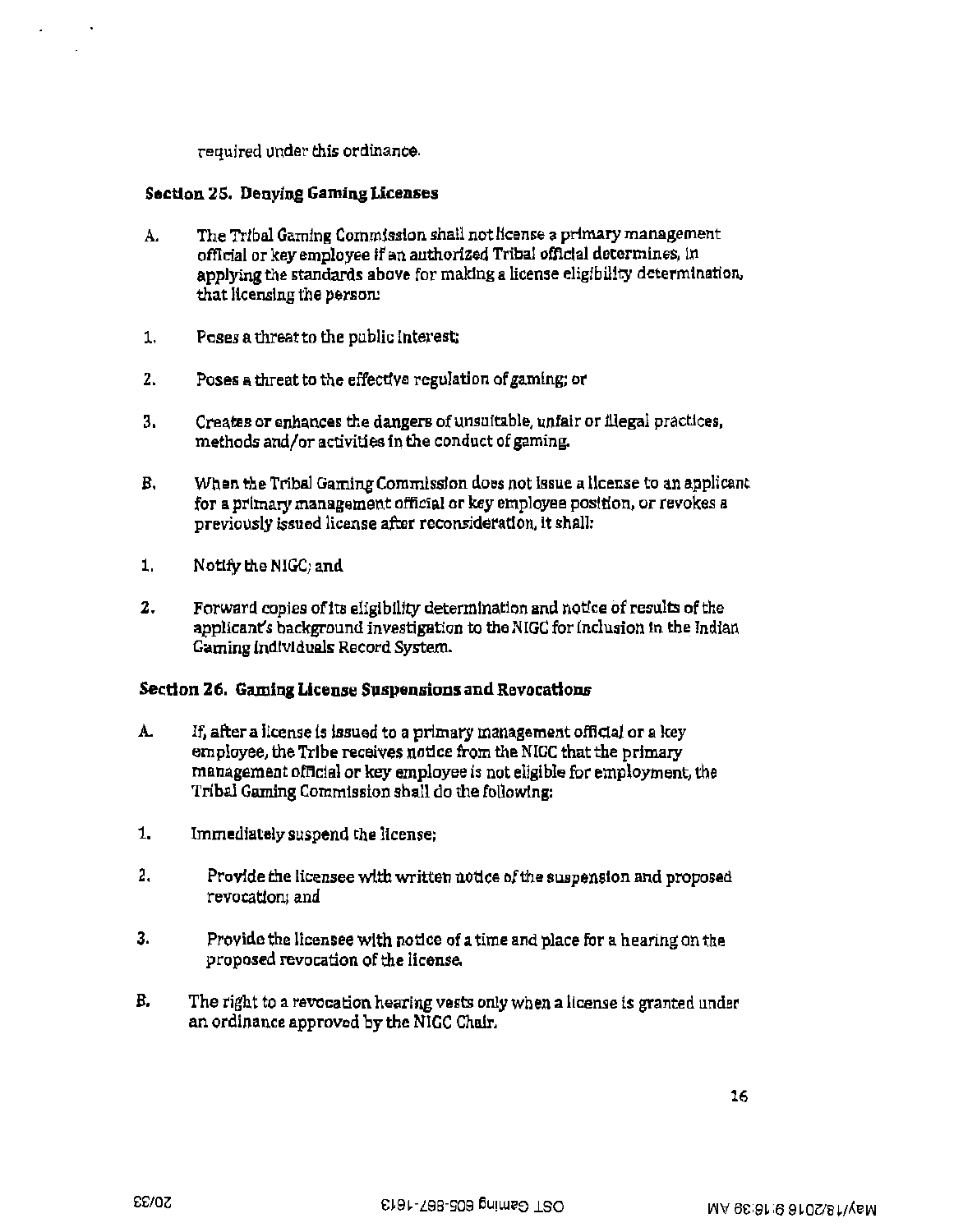required under this ordinance.

### Section 25. Denying Gaming Licenses

A. The Tribal Gaming Commission shall not license a primary management official or key employee if an authorized Tribal official determines, in applying the standards above for making a license eligibility determination, that licensing the person:

1. Poses a threat to the public interest;

2. Poses a threat to the effective regulation of gaming; or

3. Creates or enhances the dangers of unsuitable, unfair or illegal practices, methods and/or activities in the conduct of gaming.

B. When the Tribal Gaming Commission does not issue a license to an applicant for a primary management official or key employee position, or revokes a previously issued license after reconsideration, it shall:

1. Notify the NIGC; and

2. Forward copies of its eligibility determination and notice of results of the applicant's background investigation to the NIGC for inclusion in the Indian Gaming Individuals Record System.

### Section 26. Gaming License Suspensions and Revocations

A. If, after a license is issued to a primary management official or a key employee, the Tribe receives notice from the NIGC that the primary management official or key employee is not eligible for employment, the Tribal Gaming Commission shall do the following:

1. Immediately suspend the license;

2. Provide the licensee with written notice of the suspension and proposed revocation; and

3. Provide the licensee with notice of a time and place for a hearing on the proposed revocation of the license.

B. The right to a revocation hearing vests only when a license is granted under an ordinance approved by the NIGC Chair.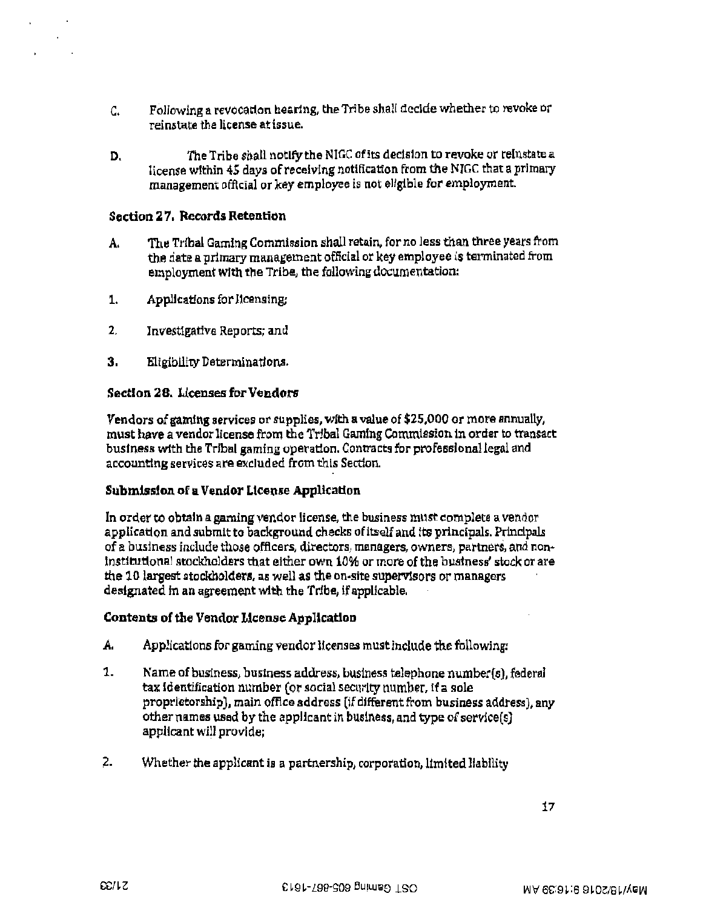C. Following a revocation hearing, the Tribe shall decide whether to revoke or reinstate the license at issue.

D. The Tribe shall notify the NIGC of its decision to revoke or reinstate a license within 45 days of receiving notification from the NIGC that a primary management official or key employee is not eligible for employment.

### Section 27. Records Retention

A. The Tribal Gaming Commission shall retain, for no less than three years from the date a primary management official or key employee is terminated from employment with the Tribe, the following documentation:

1. Applications for licensing;

2. Investigative Reports; and

3. Eligibility Determinations.

### Section 28. Licenses for Vendors

Vendors of gaming services or supplies, with a value of $25,000 or more annually, must have a vendor license from the Tribal Gaming Commission in order to transact business with the Tribal gaming operation. Contracts for professional legal and accounting services are excluded from this Section.

### Submission of a Vendor License Application

In order to obtain a gaming vendor license, the business must complete a vendor application and submit to background checks of itself and its principals. Principals of a business include those officers, directors, managers, owners, partners, and non-institutional stockholders that either own 10% or more of the business' stock or are the 10 largest stockholders, as well as the on-site supervisors or managers designated in an agreement with the Tribe, if applicable.

### Contents of the Vendor License Application

A. Applications for gaming vendor licenses must include the following:

1. Name of business, business address, business telephone number(s), federal tax identification number (or social security number, if a sole proprietorship), main office address (if different from business address), any other names used by the applicant in business, and type of service(s) applicant will provide;

2. Whether the applicant is a partnership, corporation, limited liability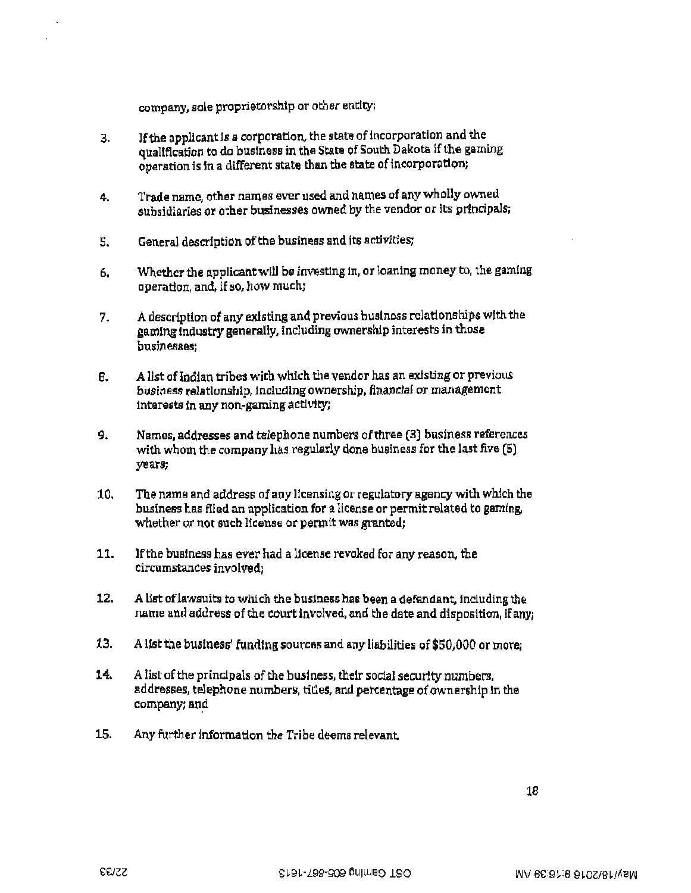company, sole proprietorship or other entity;

3. If the applicant is a corporation, the state of incorporation and the qualification to do business in the State of South Dakota if the gaming operation is in a different state than the state of incorporation;

4. Trade name, other names ever used and names of any wholly owned subsidiaries or other businesses owned by the vendor or its principals;

5. General description of the business and its activities;

6. Whether the applicant will be investing in, or loaning money to, the gaming operation, and, if so, how much;

7. A description of any existing and previous business relationships with the gaming industry generally, including ownership interests in those businesses;

8. A list of Indian tribes with which the vendor has an existing or previous business relationship, including ownership, financial or management interests in any non-gaming activity;

9. Names, addresses and telephone numbers of three (3) business references with whom the company has regularly done business for the last five (5) years;

10. The name and address of any licensing or regulatory agency with which the business has filed an application for a license or permit related to gaming, whether or not such license or permit was granted;

11. If the business has ever had a license revoked for any reason, the circumstances involved;

12. A list of lawsuits to which the business has been a defendant, including the name and address of the court involved, and the date and disposition, if any;

13. A list the business' funding sources and any liabilities of $50,000 or more;

14. A list of the principals of the business, their social security numbers, addresses, telephone numbers, titles, and percentage of ownership in the company; and

15. Any further information the Tribe deems relevant.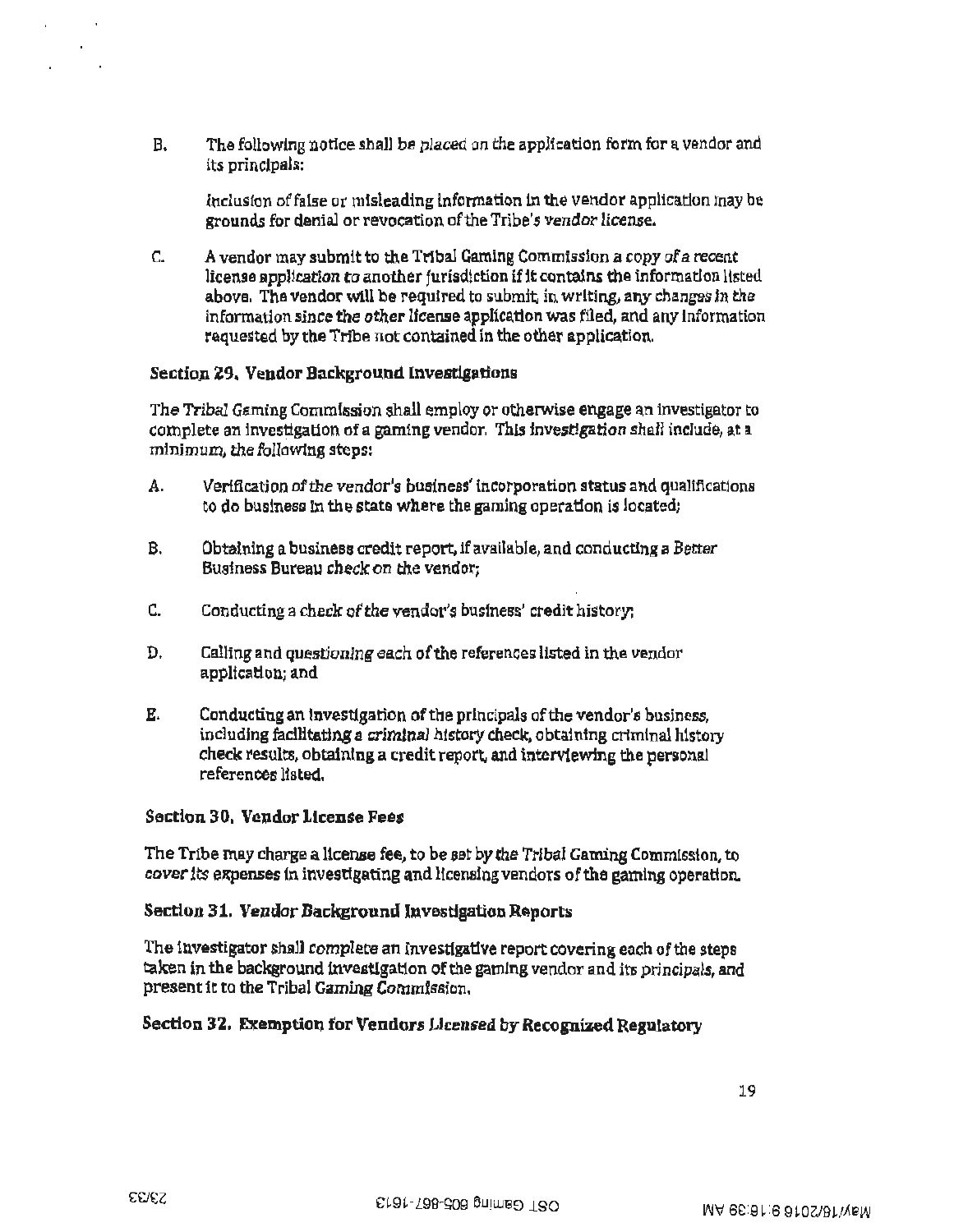B. The following notice shall be placed on the application form for a vendor and its principals:

   Inclusion of false or misleading information in the vendor application may be grounds for denial or revocation of the Tribe's vendor license.

C. A vendor may submit to the Tribal Gaming Commission a copy of a recent license application to another jurisdiction if it contains the information listed above. The vendor will be required to submit, in writing, any changes in the information since the other license application was filed, and any information requested by the Tribe not contained in the other application.

### Section 29. Vendor Background Investigations

The Tribal Gaming Commission shall employ or otherwise engage an investigator to complete an investigation of a gaming vendor. This investigation shall include, at a minimum, the following steps:

A. Verification of the vendor's business' incorporation status and qualifications to do business in the state where the gaming operation is located;

B. Obtaining a business credit report, if available, and conducting a Better Business Bureau check on the vendor;

C. Conducting a check of the vendor's business' credit history;

D. Calling and questioning each of the references listed in the vendor application; and

E. Conducting an investigation of the principals of the vendor's business, including facilitating a criminal history check, obtaining criminal history check results, obtaining a credit report, and interviewing the personal references listed.

### Section 30. Vendor License Fees

The Tribe may charge a license fee, to be set by the Tribal Gaming Commission, to cover its expenses in investigating and licensing vendors of the gaming operation.

### Section 31. Vendor Background Investigation Reports

The investigator shall complete an investigative report covering each of the steps taken in the background investigation of the gaming vendor and its principals, and present it to the Tribal Gaming Commission.

### Section 32. Exemption for Vendors Licensed by Recognized Regulatory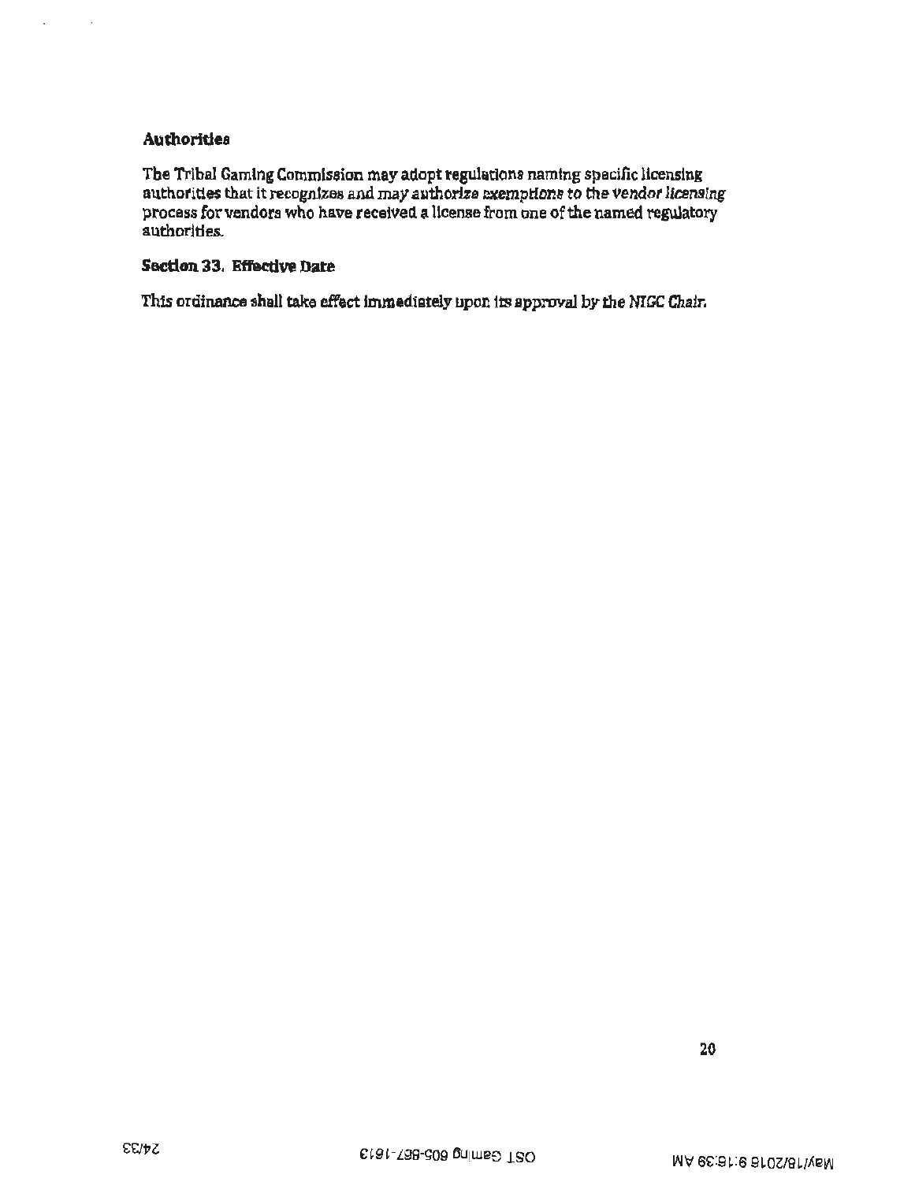### Authorities

The Tribal Gaming Commission may adopt regulations naming specific licensing authorities that it recognizes and may authorize exemptions to the vendor licensing process for vendors who have received a license from one of the named regulatory authorities.

### Section 33. Effective Date

This ordinance shall take effect immediately upon its approval by the NIGC Chair.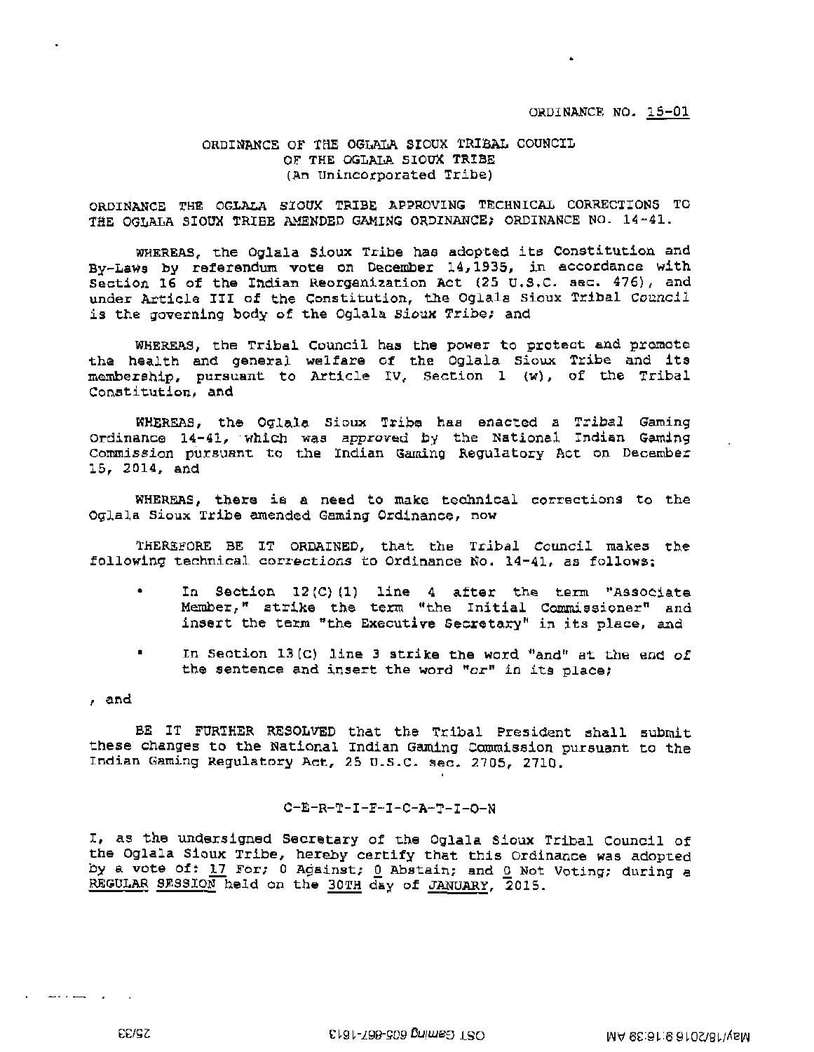ORDINANCE NO. 15-01

ORDINANCE OF THE OGLALA SIOUX TRIBAL COUNCIL
OF THE OGLALA SIOUX TRIBE
(An Unincorporated Tribe)

ORDINANCE THE OGLALA SIOUX TRIBE APPROVING TECHNICAL CORRECTIONS TO THE OGLALA SIOUX TRIBE AMENDED GAMING ORDINANCE; ORDINANCE NO. 14-41.

WHEREAS, the Oglala Sioux Tribe has adopted its Constitution and By-Laws by referendum vote on December 14,1935, in accordance with Section 16 of the Indian Reorganization Act (25 U.S.C. sec. 476), and under Article III of the Constitution, the Oglala Sioux Tribal Council is the governing body of the Oglala Sioux Tribe; and

WHEREAS, the Tribal Council has the power to protect and promote the health and general welfare of the Oglala Sioux Tribe and its membership, pursuant to Article IV, Section 1 (w), of the Tribal Constitution, and

WHEREAS, the Oglala Sioux Tribe has enacted a Tribal Gaming Ordinance 14-41, which was approved by the National Indian Gaming Commission pursuant to the Indian Gaming Regulatory Act on December 15, 2014, and

WHEREAS, there is a need to make technical corrections to the Oglala Sioux Tribe amended Gaming Ordinance, now

THEREFORE BE IT ORDAINED, that the Tribal Council makes the following technical corrections to Ordinance No. 14-41, as follows:

- In Section 12(C)(1) line 4 after the term "Associate Member," strike the term "the Initial Commissioner" and insert the term "the Executive Secretary" in its place, and
- In Section 13(C) line 3 strike the word "and" at the end of the sentence and insert the word "or" in its place;

, and

BE IT FURTHER RESOLVED that the Tribal President shall submit these changes to the National Indian Gaming Commission pursuant to the Indian Gaming Regulatory Act, 25 U.S.C. sec. 2705, 2710.

C-E-R-T-I-F-I-C-A-T-I-O-N

I, as the undersigned Secretary of the Oglala Sioux Tribal Council of the Oglala Sioux Tribe, hereby certify that this Ordinance was adopted by a vote of: 17 For; 0 Against; 0 Abstain; and 0 Not Voting; during a REGULAR SESSION held on the 30TH day of JANUARY, 2015.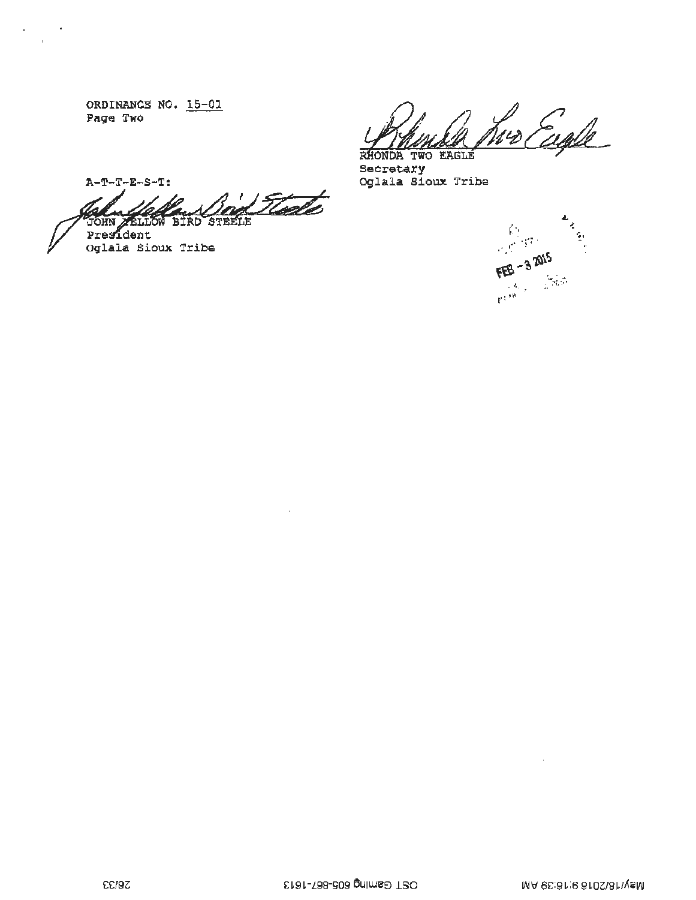ORDINANCE NO. 15-01
Page Two

RHONDA TWO EAGLE
Secretary
Oglala Sioux Tribe

A-T-T-E-S-T:

JOHN YELLOW BIRD STEELE
President
Oglala Sioux Tribe

FEB - 3 2015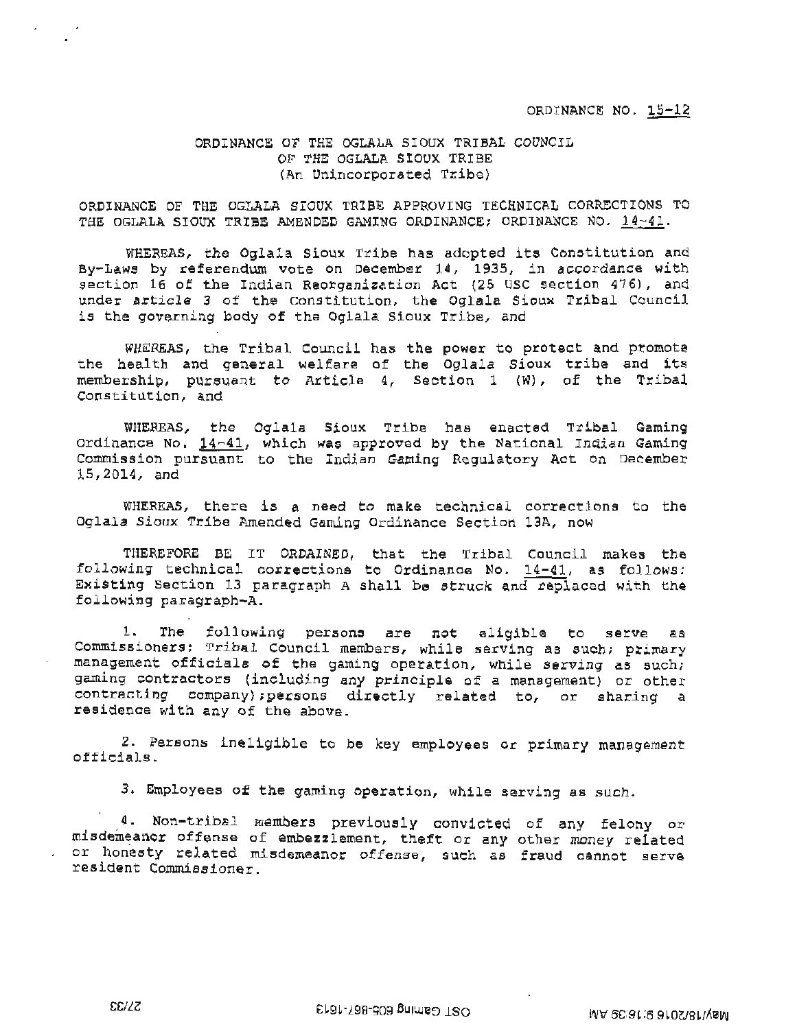ORDINANCE NO. 15-12

ORDINANCE OF THE OGLALA SIOUX TRIBAL COUNCIL
OF THE OGLALA SIOUX TRIBE
(An Unincorporated Tribe)

ORDINANCE OF THE OGLALA SIOUX TRIBE APPROVING TECHNICAL CORRECTIONS TO THE OGLALA SIOUX TRIBE AMENDED GAMING ORDINANCE; ORDINANCE NO. 14-41.

WHEREAS, the Oglala Sioux Tribe has adopted its Constitution and By-Laws by referendum vote on December 14, 1935, in accordance with section 16 of the Indian Reorganization Act (25 USC section 476), and under article 3 of the Constitution, the Oglala Sioux Tribal Council is the governing body of the Oglala Sioux Tribe, and

WHEREAS, the Tribal Council has the power to protect and promote the health and general welfare of the Oglala Sioux tribe and its membership, pursuant to Article 4, Section 1 (W), of the Tribal Constitution, and

WHEREAS, the Oglala Sioux Tribe has enacted Tribal Gaming Ordinance No. 14-41, which was approved by the National Indian Gaming Commission pursuant to the Indian Gaming Regulatory Act on December 15,2014, and

WHEREAS, there is a need to make technical corrections to the Oglala Sioux Tribe Amended Gaming Ordinance Section 13A, now

THEREFORE BE IT ORDAINED, that the Tribal Council makes the following technical corrections to Ordinance No. 14-41, as follows: Existing Section 13 paragraph A shall be struck and replaced with the following paragraph-A.

1. The following persons are not eligible to serve as Commissioners: Tribal Council members, while serving as such; primary management officials of the gaming operation, while serving as such; gaming contractors (including any principle of a management) or other contracting company);persons directly related to, or sharing a residence with any of the above.

2. Persons ineligible to be key employees or primary management officials.

3. Employees of the gaming operation, while serving as such.

4. Non-tribal members previously convicted of any felony or misdemeanor offense of embezzlement, theft or any other money related or honesty related misdemeanor offense, such as fraud cannot serve resident Commissioner.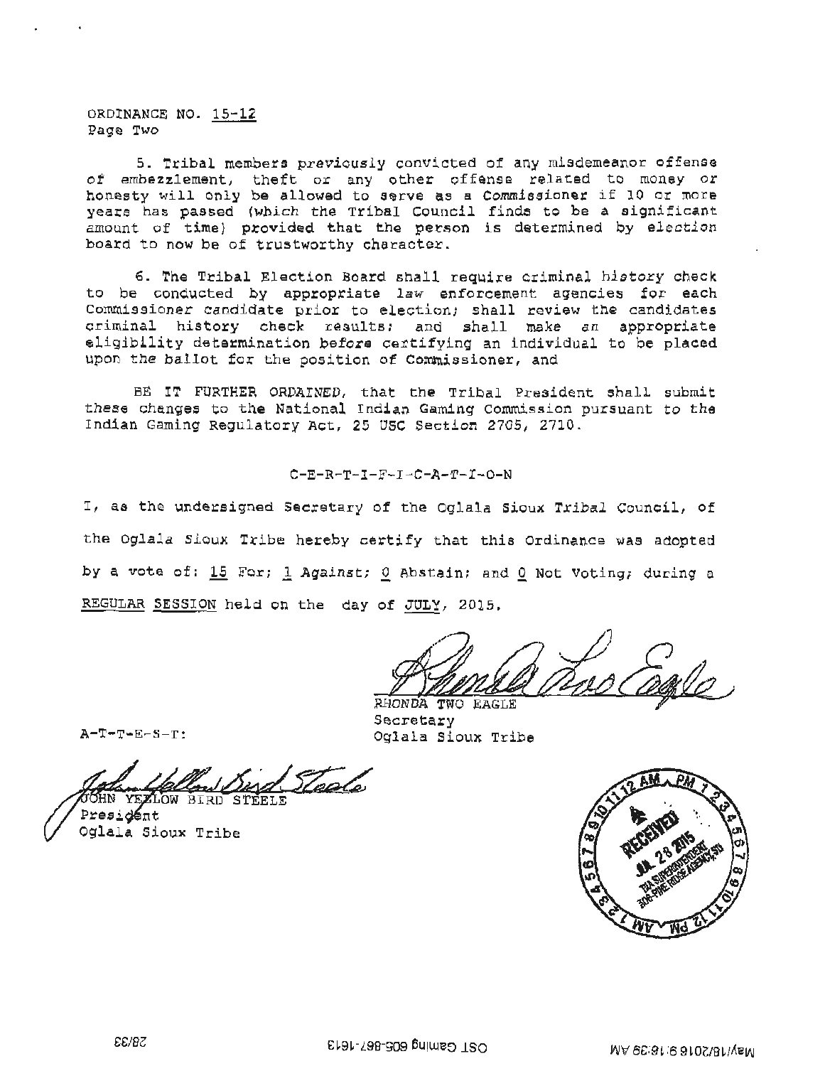ORDINANCE NO. 15-12
Page Two

5. Tribal members previously convicted of any misdemeanor offense of embezzlement, theft or any other offense related to money or honesty will only be allowed to serve as a Commissioner if 10 or more years has passed (which the Tribal Council finds to be a significant amount of time) provided that the person is determined by election board to now be of trustworthy character.

6. The Tribal Election Board shall require criminal history check to be conducted by appropriate law enforcement agencies for each Commissioner candidate prior to election; shall review the candidates criminal history check results; and shall make an appropriate eligibility determination before certifying an individual to be placed upon the ballot for the position of Commissioner, and

BE IT FURTHER ORDAINED, that the Tribal President shall submit these changes to the National Indian Gaming Commission pursuant to the Indian Gaming Regulatory Act, 25 USC Section 2705, 2710.

C-E-R-T-I-F-I-C-A-T-I-O-N

I, as the undersigned Secretary of the Oglala Sioux Tribal Council, of the Oglala Sioux Tribe hereby certify that this Ordinance was adopted by a vote of: 15 For; 1 Against; 0 Abstain; and 0 Not Voting; during a REGULAR SESSION held on the day of JULY, 2015.

RHONDA TWO EAGLE
Secretary
Oglala Sioux Tribe

A-T-T-E-S-T:

JOHN YELLOW BIRD STEELE
President
Oglala Sioux Tribe

RECEIVED
JUL 28 2015
BIA SUPERINTENDENT
PINE RIDGE AGENCY, SD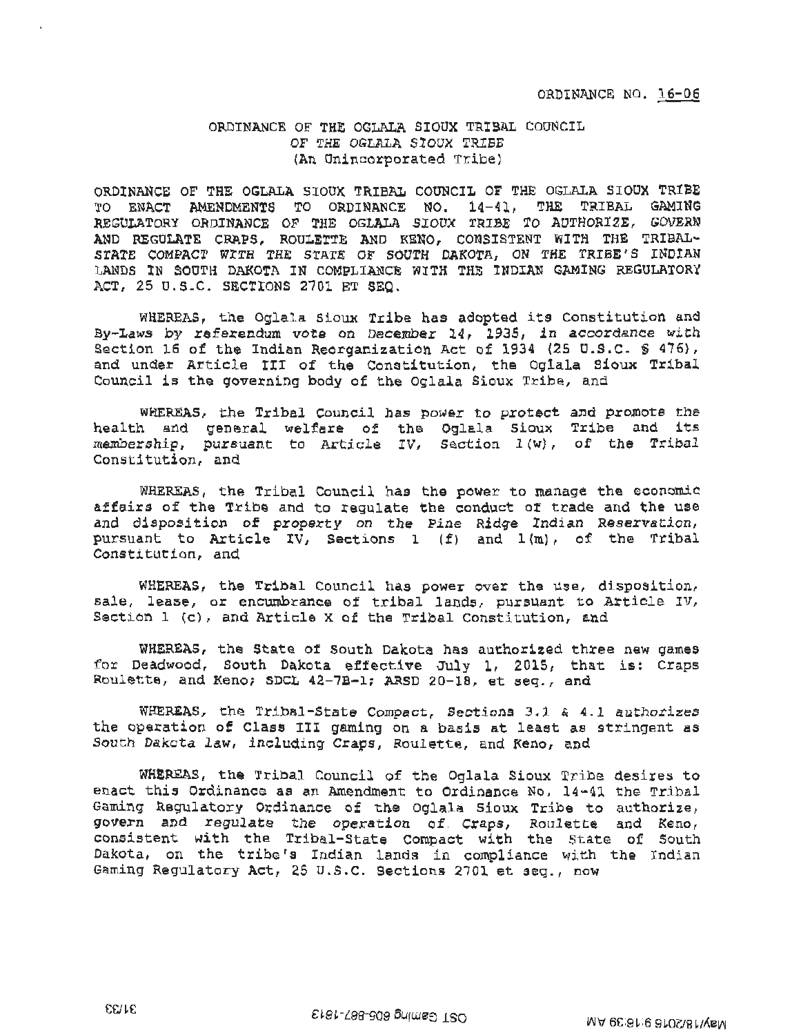ORDINANCE NO. 16-06

ORDINANCE OF THE OGLALA SIOUX TRIBAL COUNCIL
*OF THE OGLALA SIOUX TRIBE*
(An Unincorporated Tribe)

ORDINANCE OF THE OGLALA SIOUX TRIBAL COUNCIL OF THE OGLALA SIOUX TRIBE TO ENACT AMENDMENTS TO ORDINANCE NO. 14-41, THE TRIBAL GAMING REGULATORY ORDINANCE OF THE OGLALA SIOUX TRIBE TO AUTHORIZE, GOVERN AND REGULATE CRAPS, ROULETTE AND KENO, CONSISTENT WITH THE TRIBAL-STATE COMPACT WITH THE STATE OF SOUTH DAKOTA, ON THE TRIBE'S INDIAN LANDS IN SOUTH DAKOTA IN COMPLIANCE WITH THE INDIAN GAMING REGULATORY ACT, 25 U.S.C. SECTIONS 2701 ET SEQ.

WHEREAS, the Oglala Sioux Tribe has adopted its Constitution and By-Laws by referendum vote on December 14, 1935, in accordance with Section 16 of the Indian Reorganization Act of 1934 (25 U.S.C. § 476), and under Article III of the Constitution, the Oglala Sioux Tribal Council is the governing body of the Oglala Sioux Tribe, and

WHEREAS, the Tribal Council has power to protect and promote the health and general welfare of the Oglala Sioux Tribe and its membership, pursuant to Article IV, Section 1(w), of the Tribal Constitution, and

WHEREAS, the Tribal Council has the power to manage the economic affairs of the Tribe and to regulate the conduct of trade and the use and disposition of property on the Pine Ridge Indian Reservation, pursuant to Article IV, Sections 1 (f) and 1(m), of the Tribal Constitution, and

WHEREAS, the Tribal Council has power over the use, disposition, sale, lease, or encumbrance of tribal lands, pursuant to Article IV, Section 1 (c), and Article X of the Tribal Constitution, and

WHEREAS, the State of South Dakota has authorized three new games for Deadwood, South Dakota effective July 1, 2015, that is: Craps Roulette, and Keno; SDCL 42-7B-1; ARSD 20-18, et seq., and

WHEREAS, the Tribal-State Compact, Sections 3.1 & 4.1 authorizes the operation of Class III gaming on a basis at least as stringent as South Dakota law, including Craps, Roulette, and Keno, and

WHEREAS, the Tribal Council of the Oglala Sioux Tribe desires to enact this Ordinance as an Amendment to Ordinance No. 14-41 the Tribal Gaming Regulatory Ordinance of the Oglala Sioux Tribe to authorize, govern and regulate the operation of Craps, Roulette and Keno, consistent with the Tribal-State Compact with the State of South Dakota, on the tribe's Indian lands in compliance with the Indian Gaming Regulatory Act, 25 U.S.C. Sections 2701 et seq., now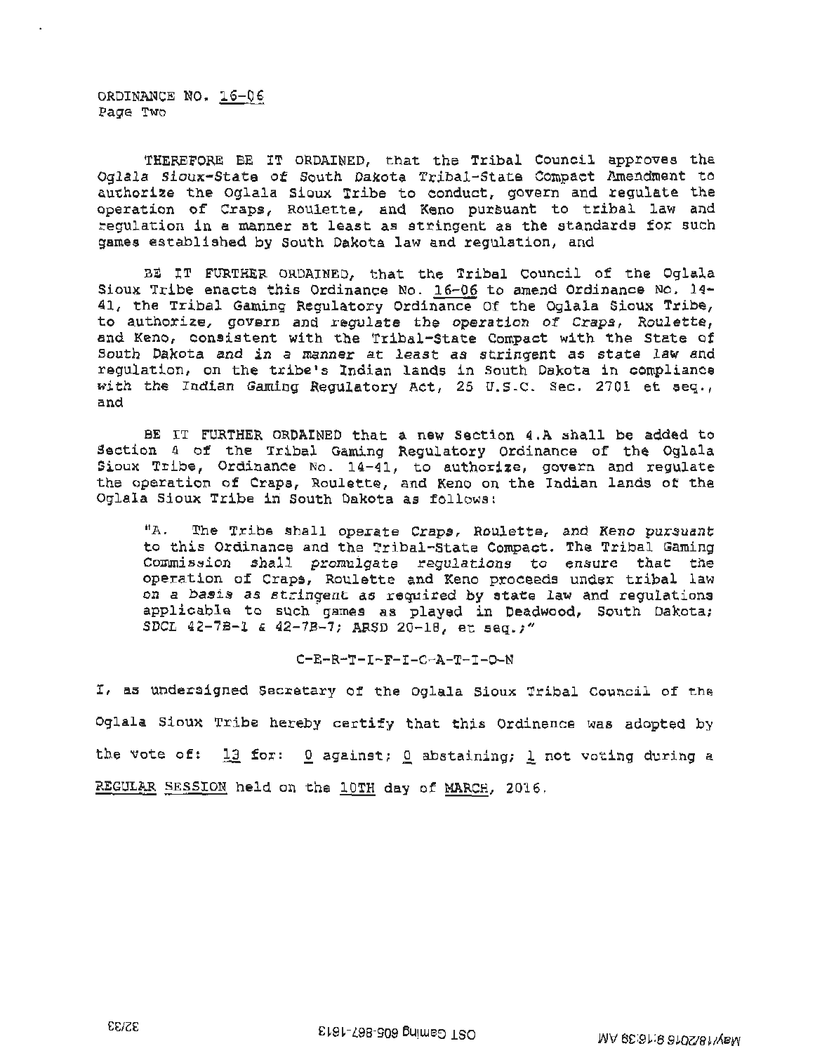ORDINANCE NO. 16-06
Page Two

THEREFORE BE IT ORDAINED, that the Tribal Council approves the Oglala Sioux-State of South Dakota Tribal-State Compact Amendment to authorize the Oglala Sioux Tribe to conduct, govern and regulate the operation of Craps, Roulette, and Keno pursuant to tribal law and regulation in a manner at least as stringent as the standards for such games established by South Dakota law and regulation, and

BE IT FURTHER ORDAINED, that the Tribal Council of the Oglala Sioux Tribe enacts this Ordinance No. 16-06 to amend Ordinance No. 14-41, the Tribal Gaming Regulatory Ordinance Of the Oglala Sioux Tribe, to authorize, govern and regulate the operation of Craps, Roulette, and Keno, consistent with the Tribal-State Compact with the State of South Dakota and in a manner at least as stringent as state law and regulation, on the tribe's Indian lands in South Dakota in compliance with the Indian Gaming Regulatory Act, 25 U.S.C. Sec. 2701 et seq., and

BE IT FURTHER ORDAINED that a new Section 4.A shall be added to Section 4 of the Tribal Gaming Regulatory Ordinance of the Oglala Sioux Tribe, Ordinance No. 14-41, to authorize, govern and regulate the operation of Craps, Roulette, and Keno on the Indian lands of the Oglala Sioux Tribe in South Dakota as follows:

> "A. The Tribe shall operate Craps, Roulette, and Keno pursuant to this Ordinance and the Tribal-State Compact. The Tribal Gaming Commission shall promulgate regulations to ensure that the operation of Craps, Roulette and Keno proceeds under tribal law on a basis as stringent as required by state law and regulations applicable to such games as played in Deadwood, South Dakota; SDCL 42-7B-1 & 42-7B-7; ARSD 20-18, et seq.;"

C-E-R-T-I-F-I-C-A-T-I-O-N

I, as undersigned Secretary of the Oglala Sioux Tribal Council of the Oglala Sioux Tribe hereby certify that this Ordinence was adopted by the vote of: 13 for: 0 against; 0 abstaining; 1 not voting during a REGULAR SESSION held on the 10TH day of MARCH, 2016.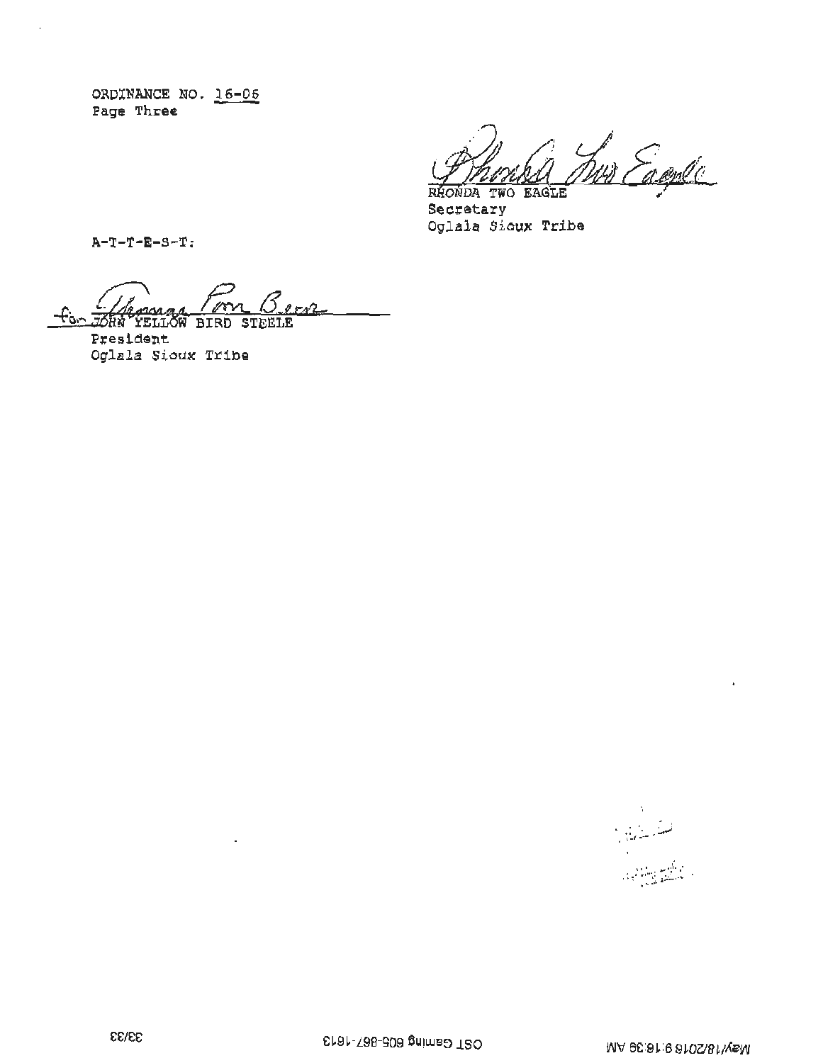ORDINANCE NO. 16-05
Page Three

RHONDA TWO EAGLE
Secretary
Oglala Sioux Tribe

A-T-T-E-S-T:

for JOHN YELLOW BIRD STEELE
President
Oglala Sioux Tribe